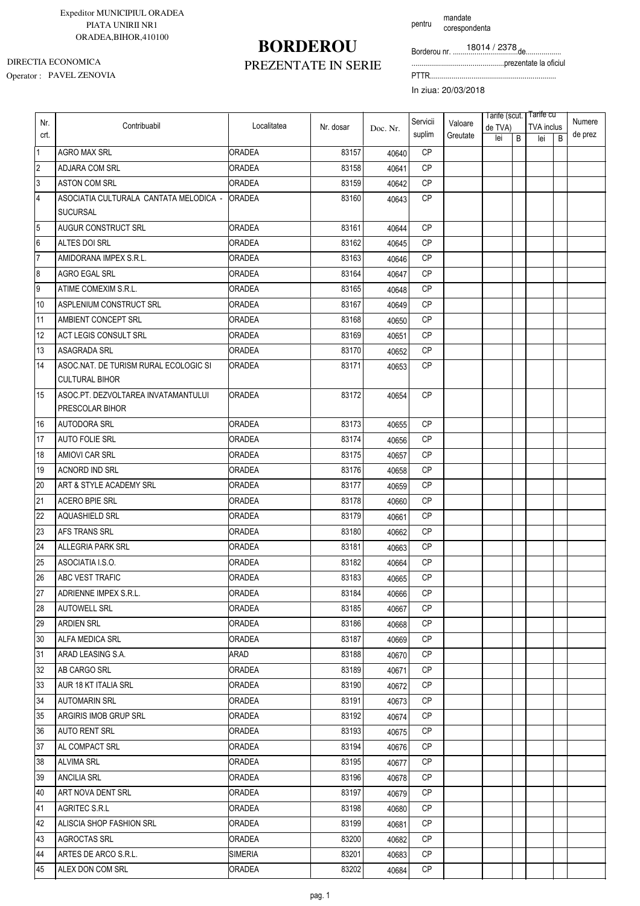Expeditor MUNICIPIUL ORADEA
PIATA UNIRII NR1
ORADEA,BIHOR,410100

DIRECTIA ECONOMICA
Operator : PAVEL ZENOVIA

# BORDEROU
## PREZENTATE IN SERIE

pentru mandate corespondenta

Borderou nr. 18014 / 2378 de..................
...............................................prezentate la oficiul
PTTR.................................................................
In ziua: 20/03/2018

| Nr. crt. | Contribuabil | Localitatea | Nr. dosar | Doc. Nr. | Servicii suplim | Valoare Greutate | Tarife (scut. de TVA) | | Tarife cu TVA inclus | | Numere de prez |
|---|---|---|---|---|---|---|---|---|---|---|---|
| | | | | | | | lei | B | lei | B | |
| 1 | AGRO MAX SRL | ORADEA | 83157 | 40640 | CP | | | | | | |
| 2 | ADJARA COM SRL | ORADEA | 83158 | 40641 | CP | | | | | | |
| 3 | ASTON COM SRL | ORADEA | 83159 | 40642 | CP | | | | | | |
| 4 | ASOCIATIA CULTURALA CANTATA MELODICA - SUCURSAL | ORADEA | 83160 | 40643 | CP | | | | | | |
| 5 | AUGUR CONSTRUCT SRL | ORADEA | 83161 | 40644 | CP | | | | | | |
| 6 | ALTES DOI SRL | ORADEA | 83162 | 40645 | CP | | | | | | |
| 7 | AMIDORANA IMPEX S.R.L. | ORADEA | 83163 | 40646 | CP | | | | | | |
| 8 | AGRO EGAL SRL | ORADEA | 83164 | 40647 | CP | | | | | | |
| 9 | ATIME COMEXIM S.R.L. | ORADEA | 83165 | 40648 | CP | | | | | | |
| 10 | ASPLENIUM CONSTRUCT SRL | ORADEA | 83167 | 40649 | CP | | | | | | |
| 11 | AMBIENT CONCEPT SRL | ORADEA | 83168 | 40650 | CP | | | | | | |
| 12 | ACT LEGIS CONSULT SRL | ORADEA | 83169 | 40651 | CP | | | | | | |
| 13 | ASAGRADA SRL | ORADEA | 83170 | 40652 | CP | | | | | | |
| 14 | ASOC.NAT. DE TURISM RURAL ECOLOGIC SI CULTURAL BIHOR | ORADEA | 83171 | 40653 | CP | | | | | | |
| 15 | ASOC.PT. DEZVOLTAREA INVATAMANTULUI PRESCOLAR BIHOR | ORADEA | 83172 | 40654 | CP | | | | | | |
| 16 | AUTODORA SRL | ORADEA | 83173 | 40655 | CP | | | | | | |
| 17 | AUTO FOLIE SRL | ORADEA | 83174 | 40656 | CP | | | | | | |
| 18 | AMIOVI CAR SRL | ORADEA | 83175 | 40657 | CP | | | | | | |
| 19 | ACNORD IND SRL | ORADEA | 83176 | 40658 | CP | | | | | | |
| 20 | ART & STYLE ACADEMY SRL | ORADEA | 83177 | 40659 | CP | | | | | | |
| 21 | ACERO BPIE SRL | ORADEA | 83178 | 40660 | CP | | | | | | |
| 22 | AQUASHIELD SRL | ORADEA | 83179 | 40661 | CP | | | | | | |
| 23 | AFS TRANS SRL | ORADEA | 83180 | 40662 | CP | | | | | | |
| 24 | ALLEGRIA PARK SRL | ORADEA | 83181 | 40663 | CP | | | | | | |
| 25 | ASOCIATIA I.S.O. | ORADEA | 83182 | 40664 | CP | | | | | | |
| 26 | ABC VEST TRAFIC | ORADEA | 83183 | 40665 | CP | | | | | | |
| 27 | ADRIENNE IMPEX S.R.L. | ORADEA | 83184 | 40666 | CP | | | | | | |
| 28 | AUTOWELL SRL | ORADEA | 83185 | 40667 | CP | | | | | | |
| 29 | ARDIEN SRL | ORADEA | 83186 | 40668 | CP | | | | | | |
| 30 | ALFA MEDICA SRL | ORADEA | 83187 | 40669 | CP | | | | | | |
| 31 | ARAD LEASING S.A. | ARAD | 83188 | 40670 | CP | | | | | | |
| 32 | AB CARGO SRL | ORADEA | 83189 | 40671 | CP | | | | | | |
| 33 | AUR 18 KT ITALIA SRL | ORADEA | 83190 | 40672 | CP | | | | | | |
| 34 | AUTOMARIN SRL | ORADEA | 83191 | 40673 | CP | | | | | | |
| 35 | ARGIRIS IMOB GRUP SRL | ORADEA | 83192 | 40674 | CP | | | | | | |
| 36 | AUTO RENT SRL | ORADEA | 83193 | 40675 | CP | | | | | | |
| 37 | AL COMPACT SRL | ORADEA | 83194 | 40676 | CP | | | | | | |
| 38 | ALVIMA SRL | ORADEA | 83195 | 40677 | CP | | | | | | |
| 39 | ANCILIA SRL | ORADEA | 83196 | 40678 | CP | | | | | | |
| 40 | ART NOVA DENT SRL | ORADEA | 83197 | 40679 | CP | | | | | | |
| 41 | AGRITEC S.R.L | ORADEA | 83198 | 40680 | CP | | | | | | |
| 42 | ALISCIA SHOP FASHION SRL | ORADEA | 83199 | 40681 | CP | | | | | | |
| 43 | AGROCTAS SRL | ORADEA | 83200 | 40682 | CP | | | | | | |
| 44 | ARTES DE ARCO S.R.L. | SIMERIA | 83201 | 40683 | CP | | | | | | |
| 45 | ALEX DON COM SRL | ORADEA | 83202 | 40684 | CP | | | | | | |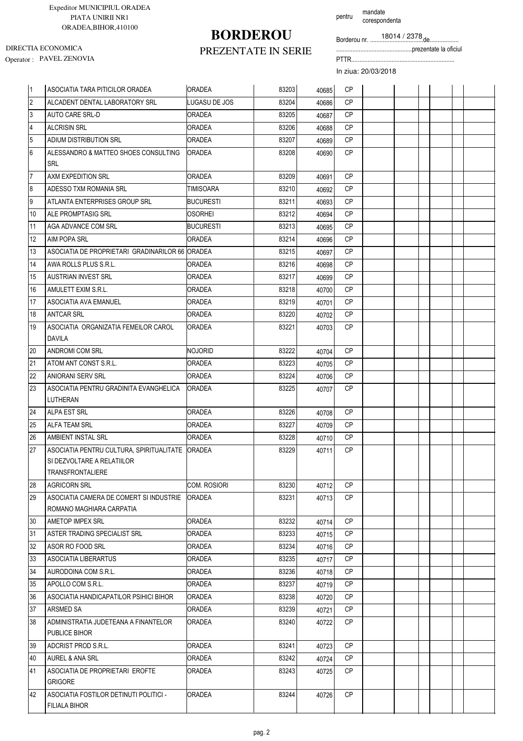Expeditor MUNICIPIUL ORADEA
PIATA UNIRII NR1
ORADEA,BIHOR,410100

DIRECTIA ECONOMICA
Operator : PAVEL ZENOVIA

# BORDEROU

PREZENTATE IN SERIE

pentru mandate corespondenta

Borderou nr. 18014 / 2378 de..................
................................................prezentate la oficiul
PTTR.................................................................
In ziua: 20/03/2018

| | | | | | | | | | | | | |
|---|---|---|---|---|---|---|---|---|---|---|---|---|
| 1 | ASOCIATIA TARA PITICILOR ORADEA | ORADEA | 83203 | 40685 | CP | | | | | | | |
| 2 | ALCADENT DENTAL LABORATORY SRL | LUGASU DE JOS | 83204 | 40686 | CP | | | | | | | |
| 3 | AUTO CARE SRL-D | ORADEA | 83205 | 40687 | CP | | | | | | | |
| 4 | ALCRISIN SRL | ORADEA | 83206 | 40688 | CP | | | | | | | |
| 5 | ADIUM DISTRIBUTION SRL | ORADEA | 83207 | 40689 | CP | | | | | | | |
| 6 | ALESSANDRO & MATTEO SHOES CONSULTING SRL | ORADEA | 83208 | 40690 | CP | | | | | | | |
| 7 | AXM EXPEDITION SRL | ORADEA | 83209 | 40691 | CP | | | | | | | |
| 8 | ADESSO TXM ROMANIA SRL | TIMISOARA | 83210 | 40692 | CP | | | | | | | |
| 9 | ATLANTA ENTERPRISES GROUP SRL | BUCURESTI | 83211 | 40693 | CP | | | | | | | |
| 10 | ALE PROMPTASIG SRL | OSORHEI | 83212 | 40694 | CP | | | | | | | |
| 11 | AGA ADVANCE COM SRL | BUCURESTI | 83213 | 40695 | CP | | | | | | | |
| 12 | AIM POPA SRL | ORADEA | 83214 | 40696 | CP | | | | | | | |
| 13 | ASOCIATIA DE PROPRIETARI GRADINARILOR 66 | ORADEA | 83215 | 40697 | CP | | | | | | | |
| 14 | AWA ROLLS PLUS S.R.L. | ORADEA | 83216 | 40698 | CP | | | | | | | |
| 15 | AUSTRIAN INVEST SRL | ORADEA | 83217 | 40699 | CP | | | | | | | |
| 16 | AMULETT EXIM S.R.L. | ORADEA | 83218 | 40700 | CP | | | | | | | |
| 17 | ASOCIATIA AVA EMANUEL | ORADEA | 83219 | 40701 | CP | | | | | | | |
| 18 | ANTCAR SRL | ORADEA | 83220 | 40702 | CP | | | | | | | |
| 19 | ASOCIATIA ORGANIZATIA FEMEILOR CAROL DAVILA | ORADEA | 83221 | 40703 | CP | | | | | | | |
| 20 | ANDROMI COM SRL | NOJORID | 83222 | 40704 | CP | | | | | | | |
| 21 | ATOM ANT CONST S.R.L. | ORADEA | 83223 | 40705 | CP | | | | | | | |
| 22 | ANIORANI SERV SRL | ORADEA | 83224 | 40706 | CP | | | | | | | |
| 23 | ASOCIATIA PENTRU GRADINITA EVANGHELICA LUTHERAN | ORADEA | 83225 | 40707 | CP | | | | | | | |
| 24 | ALPA EST SRL | ORADEA | 83226 | 40708 | CP | | | | | | | |
| 25 | ALFA TEAM SRL | ORADEA | 83227 | 40709 | CP | | | | | | | |
| 26 | AMBIENT INSTAL SRL | ORADEA | 83228 | 40710 | CP | | | | | | | |
| 27 | ASOCIATIA PENTRU CULTURA, SPIRITUALITATE SI DEZVOLTARE A RELATIILOR TRANSFRONTALIERE | ORADEA | 83229 | 40711 | CP | | | | | | | |
| 28 | AGRICORN SRL | COM. ROSIORI | 83230 | 40712 | CP | | | | | | | |
| 29 | ASOCIATIA CAMERA DE COMERT SI INDUSTRIE ROMANO MAGHIARA CARPATIA | ORADEA | 83231 | 40713 | CP | | | | | | | |
| 30 | AMETOP IMPEX SRL | ORADEA | 83232 | 40714 | CP | | | | | | | |
| 31 | ASTER TRADING SPECIALIST SRL | ORADEA | 83233 | 40715 | CP | | | | | | | |
| 32 | ASOR RO FOOD SRL | ORADEA | 83234 | 40716 | CP | | | | | | | |
| 33 | ASOCIATIA LIBERARTUS | ORADEA | 83235 | 40717 | CP | | | | | | | |
| 34 | AURODOINA COM S.R.L. | ORADEA | 83236 | 40718 | CP | | | | | | | |
| 35 | APOLLO COM S.R.L. | ORADEA | 83237 | 40719 | CP | | | | | | | |
| 36 | ASOCIATIA HANDICAPATILOR PSIHICI BIHOR | ORADEA | 83238 | 40720 | CP | | | | | | | |
| 37 | ARSMED SA | ORADEA | 83239 | 40721 | CP | | | | | | | |
| 38 | ADMINISTRATIA JUDETEANA A FINANTELOR PUBLICE BIHOR | ORADEA | 83240 | 40722 | CP | | | | | | | |
| 39 | ADCRIST PROD S.R.L. | ORADEA | 83241 | 40723 | CP | | | | | | | |
| 40 | AUREL & ANA SRL | ORADEA | 83242 | 40724 | CP | | | | | | | |
| 41 | ASOCIATIA DE PROPRIETARI EROFTE GRIGORE | ORADEA | 83243 | 40725 | CP | | | | | | | |
| 42 | ASOCIATIA FOSTILOR DETINUTI POLITICI - FILIALA BIHOR | ORADEA | 83244 | 40726 | CP | | | | | | | |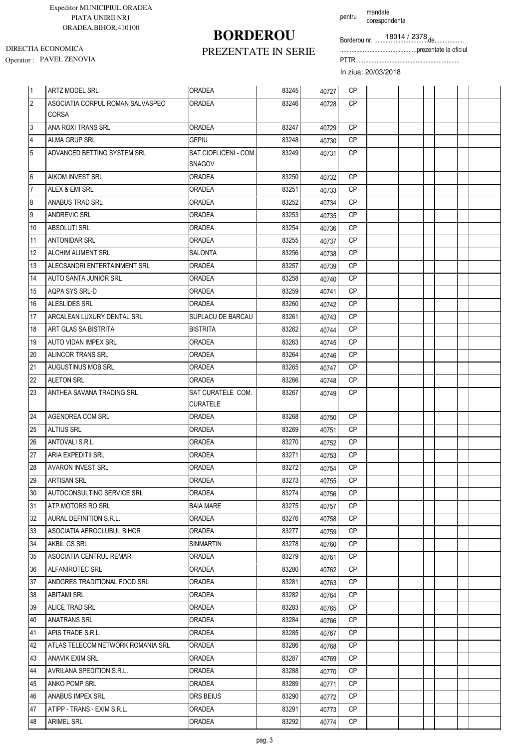Expeditor MUNICIPIUL ORADEA
PIATA UNIRII NR1
ORADEA,BIHOR,410100

DIRECTIA ECONOMICA
Operator : PAVEL ZENOVIA

# BORDEROU
## PREZENTATE IN SERIE

pentru mandate corespondenta

Borderou nr. .....18014 / 2378.de..................
...............................................prezentate la oficiul
PTTR.................................................................
In ziua: 20/03/2018

| | | | | | | | | | | | | |
|---|---|---|---|---|---|---|---|---|---|---|---|---|
| 1 | ARTZ MODEL SRL | ORADEA | 83245 | 40727 | CP | | | | | | | |
| 2 | ASOCIATIA CORPUL ROMAN SALVASPEO CORSA | ORADEA | 83246 | 40728 | CP | | | | | | | |
| 3 | ANA ROXI TRANS SRL | ORADEA | 83247 | 40729 | CP | | | | | | | |
| 4 | ALMA GRUP SRL | GEPIU | 83248 | 40730 | CP | | | | | | | |
| 5 | ADVANCED BETTING SYSTEM SRL | SAT CIOFLICENI - COM. SNAGOV | 83249 | 40731 | CP | | | | | | | |
| 6 | AIKOM INVEST SRL | ORADEA | 83250 | 40732 | CP | | | | | | | |
| 7 | ALEX & EMI SRL | ORADEA | 83251 | 40733 | CP | | | | | | | |
| 8 | ANABUS TRAD SRL | ORADEA | 83252 | 40734 | CP | | | | | | | |
| 9 | ANDREVIC SRL | ORADEA | 83253 | 40735 | CP | | | | | | | |
| 10 | ABSOLUTI SRL | ORADEA | 83254 | 40736 | CP | | | | | | | |
| 11 | ANTONIDAR SRL | ORADEA | 83255 | 40737 | CP | | | | | | | |
| 12 | ALCHIM ALIMENT SRL | SALONTA | 83256 | 40738 | CP | | | | | | | |
| 13 | ALECSANDRI ENTERTAINMENT SRL | ORADEA | 83257 | 40739 | CP | | | | | | | |
| 14 | AUTO SANTA JUNIOR SRL | ORADEA | 83258 | 40740 | CP | | | | | | | |
| 15 | AQPA SYS SRL-D | ORADEA | 83259 | 40741 | CP | | | | | | | |
| 16 | ALESLIDES SRL | ORADEA | 83260 | 40742 | CP | | | | | | | |
| 17 | ARCALEAN LUXURY DENTAL SRL | SUPLACU DE BARCAU | 83261 | 40743 | CP | | | | | | | |
| 18 | ART GLAS SA BISTRITA | BISTRITA | 83262 | 40744 | CP | | | | | | | |
| 19 | AUTO VIDAN IMPEX SRL | ORADEA | 83263 | 40745 | CP | | | | | | | |
| 20 | ALINCOR TRANS SRL | ORADEA | 83264 | 40746 | CP | | | | | | | |
| 21 | AUGUSTINUS MOB SRL | ORADEA | 83265 | 40747 | CP | | | | | | | |
| 22 | ALETON SRL | ORADEA | 83266 | 40748 | CP | | | | | | | |
| 23 | ANTHEA SAVANA TRADING SRL | SAT CURATELE COM. CURATELE | 83267 | 40749 | CP | | | | | | | |
| 24 | AGENOREA COM SRL | ORADEA | 83268 | 40750 | CP | | | | | | | |
| 25 | ALTIUS SRL | ORADEA | 83269 | 40751 | CP | | | | | | | |
| 26 | ANTOVALI S.R.L. | ORADEA | 83270 | 40752 | CP | | | | | | | |
| 27 | ARIA EXPEDITII SRL | ORADEA | 83271 | 40753 | CP | | | | | | | |
| 28 | AVARON INVEST SRL | ORADEA | 83272 | 40754 | CP | | | | | | | |
| 29 | ARTISAN SRL | ORADEA | 83273 | 40755 | CP | | | | | | | |
| 30 | AUTOCONSULTING SERVICE SRL | ORADEA | 83274 | 40756 | CP | | | | | | | |
| 31 | ATP MOTORS RO SRL | BAIA MARE | 83275 | 40757 | CP | | | | | | | |
| 32 | AURAL DEFINITION S.R.L. | ORADEA | 83276 | 40758 | CP | | | | | | | |
| 33 | ASOCIATIA AEROCLUBUL BIHOR | ORADEA | 83277 | 40759 | CP | | | | | | | |
| 34 | AKBIL GS SRL | SINMARTIN | 83278 | 40760 | CP | | | | | | | |
| 35 | ASOCIATIA CENTRUL REMAR | ORADEA | 83279 | 40761 | CP | | | | | | | |
| 36 | ALFANIROTEC SRL | ORADEA | 83280 | 40762 | CP | | | | | | | |
| 37 | ANDGRES TRADITIONAL FOOD SRL | ORADEA | 83281 | 40763 | CP | | | | | | | |
| 38 | ABITAMI SRL | ORADEA | 83282 | 40764 | CP | | | | | | | |
| 39 | ALICE TRAD SRL | ORADEA | 83283 | 40765 | CP | | | | | | | |
| 40 | ANATRANS SRL | ORADEA | 83284 | 40766 | CP | | | | | | | |
| 41 | APIS TRADE S.R.L. | ORADEA | 83285 | 40767 | CP | | | | | | | |
| 42 | ATLAS TELECOM NETWORK ROMANIA SRL | ORADEA | 83286 | 40768 | CP | | | | | | | |
| 43 | ANAVIK EXIM SRL | ORADEA | 83287 | 40769 | CP | | | | | | | |
| 44 | AVRILANA SPEDITION S.R.L. | ORADEA | 83288 | 40770 | CP | | | | | | | |
| 45 | ANKO POMP SRL | ORADEA | 83289 | 40771 | CP | | | | | | | |
| 46 | ANABUS IMPEX SRL | ORS BEIUS | 83290 | 40772 | CP | | | | | | | |
| 47 | ATIPP - TRANS - EXIM S.R.L. | ORADEA | 83291 | 40773 | CP | | | | | | | |
| 48 | ARIMEL SRL | ORADEA | 83292 | 40774 | CP | | | | | | | |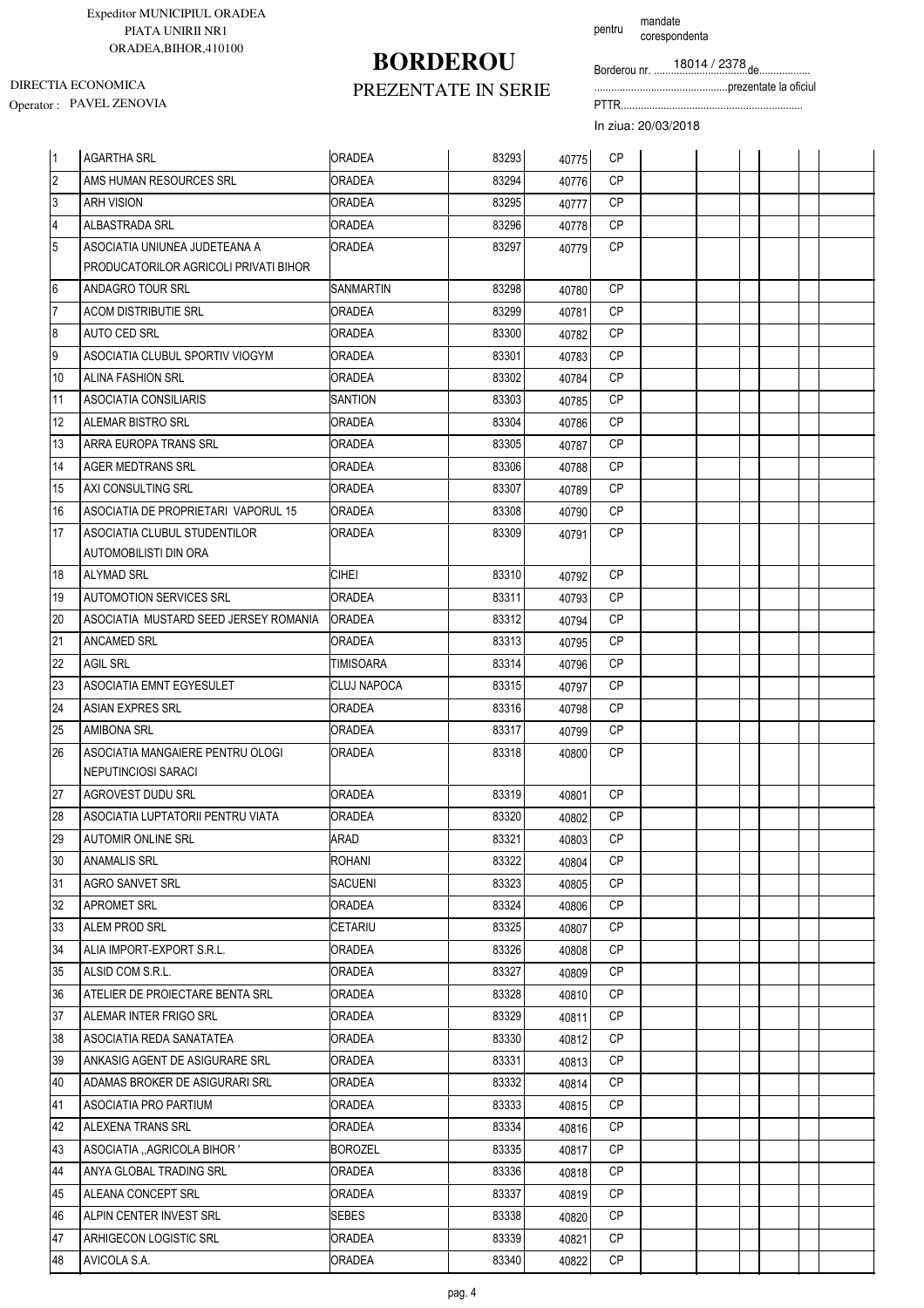Expeditor MUNICIPIUL ORADEA
PIATA UNIRII NR1
ORADEA,BIHOR,410100

DIRECTIA ECONOMICA
Operator : PAVEL ZENOVIA

# BORDEROU
## PREZENTATE IN SERIE

pentru mandate corespondenta

Borderou nr. 18014 / 2378 de..................
...............................................prezentate la oficiul
PTTR................................................................
In ziua: 20/03/2018

| | | | | | | | | | | | | |
|---|---|---|---|---|---|---|---|---|---|---|---|---|
| 1 | AGARTHA SRL | ORADEA | 83293 | 40775 | CP | | | | | | | |
| 2 | AMS HUMAN RESOURCES SRL | ORADEA | 83294 | 40776 | CP | | | | | | | |
| 3 | ARH VISION | ORADEA | 83295 | 40777 | CP | | | | | | | |
| 4 | ALBASTRADA SRL | ORADEA | 83296 | 40778 | CP | | | | | | | |
| 5 | ASOCIATIA UNIUNEA JUDETEANA A PRODUCATORILOR AGRICOLI PRIVATI BIHOR | ORADEA | 83297 | 40779 | CP | | | | | | | |
| 6 | ANDAGRO TOUR SRL | SANMARTIN | 83298 | 40780 | CP | | | | | | | |
| 7 | ACOM DISTRIBUTIE SRL | ORADEA | 83299 | 40781 | CP | | | | | | | |
| 8 | AUTO CED SRL | ORADEA | 83300 | 40782 | CP | | | | | | | |
| 9 | ASOCIATIA CLUBUL SPORTIV VIOGYM | ORADEA | 83301 | 40783 | CP | | | | | | | |
| 10 | ALINA FASHION SRL | ORADEA | 83302 | 40784 | CP | | | | | | | |
| 11 | ASOCIATIA CONSILIARIS | SANTION | 83303 | 40785 | CP | | | | | | | |
| 12 | ALEMAR BISTRO SRL | ORADEA | 83304 | 40786 | CP | | | | | | | |
| 13 | ARRA EUROPA TRANS SRL | ORADEA | 83305 | 40787 | CP | | | | | | | |
| 14 | AGER MEDTRANS SRL | ORADEA | 83306 | 40788 | CP | | | | | | | |
| 15 | AXI CONSULTING SRL | ORADEA | 83307 | 40789 | CP | | | | | | | |
| 16 | ASOCIATIA DE PROPRIETARI VAPORUL 15 | ORADEA | 83308 | 40790 | CP | | | | | | | |
| 17 | ASOCIATIA CLUBUL STUDENTILOR AUTOMOBILISTI DIN ORA | ORADEA | 83309 | 40791 | CP | | | | | | | |
| 18 | ALYMAD SRL | CIHEI | 83310 | 40792 | CP | | | | | | | |
| 19 | AUTOMOTION SERVICES SRL | ORADEA | 83311 | 40793 | CP | | | | | | | |
| 20 | ASOCIATIA MUSTARD SEED JERSEY ROMANIA | ORADEA | 83312 | 40794 | CP | | | | | | | |
| 21 | ANCAMED SRL | ORADEA | 83313 | 40795 | CP | | | | | | | |
| 22 | AGIL SRL | TIMISOARA | 83314 | 40796 | CP | | | | | | | |
| 23 | ASOCIATIA EMNT EGYESULET | CLUJ NAPOCA | 83315 | 40797 | CP | | | | | | | |
| 24 | ASIAN EXPRES SRL | ORADEA | 83316 | 40798 | CP | | | | | | | |
| 25 | AMIBONA SRL | ORADEA | 83317 | 40799 | CP | | | | | | | |
| 26 | ASOCIATIA MANGAIERE PENTRU OLOGI NEPUTINCIOSI SARACI | ORADEA | 83318 | 40800 | CP | | | | | | | |
| 27 | AGROVEST DUDU SRL | ORADEA | 83319 | 40801 | CP | | | | | | | |
| 28 | ASOCIATIA LUPTATORII PENTRU VIATA | ORADEA | 83320 | 40802 | CP | | | | | | | |
| 29 | AUTOMIR ONLINE SRL | ARAD | 83321 | 40803 | CP | | | | | | | |
| 30 | ANAMALIS SRL | ROHANI | 83322 | 40804 | CP | | | | | | | |
| 31 | AGRO SANVET SRL | SACUENI | 83323 | 40805 | CP | | | | | | | |
| 32 | APROMET SRL | ORADEA | 83324 | 40806 | CP | | | | | | | |
| 33 | ALEM PROD SRL | CETARIU | 83325 | 40807 | CP | | | | | | | |
| 34 | ALIA IMPORT-EXPORT S.R.L. | ORADEA | 83326 | 40808 | CP | | | | | | | |
| 35 | ALSID COM S.R.L. | ORADEA | 83327 | 40809 | CP | | | | | | | |
| 36 | ATELIER DE PROIECTARE BENTA SRL | ORADEA | 83328 | 40810 | CP | | | | | | | |
| 37 | ALEMAR INTER FRIGO SRL | ORADEA | 83329 | 40811 | CP | | | | | | | |
| 38 | ASOCIATIA REDA SANATATEA | ORADEA | 83330 | 40812 | CP | | | | | | | |
| 39 | ANKASIG AGENT DE ASIGURARE SRL | ORADEA | 83331 | 40813 | CP | | | | | | | |
| 40 | ADAMAS BROKER DE ASIGURARI SRL | ORADEA | 83332 | 40814 | CP | | | | | | | |
| 41 | ASOCIATIA PRO PARTIUM | ORADEA | 83333 | 40815 | CP | | | | | | | |
| 42 | ALEXENA TRANS SRL | ORADEA | 83334 | 40816 | CP | | | | | | | |
| 43 | ASOCIATIA ,,AGRICOLA BIHOR ' | BOROZEL | 83335 | 40817 | CP | | | | | | | |
| 44 | ANYA GLOBAL TRADING SRL | ORADEA | 83336 | 40818 | CP | | | | | | | |
| 45 | ALEANA CONCEPT SRL | ORADEA | 83337 | 40819 | CP | | | | | | | |
| 46 | ALPIN CENTER INVEST SRL | SEBES | 83338 | 40820 | CP | | | | | | | |
| 47 | ARHIGECON LOGISTIC SRL | ORADEA | 83339 | 40821 | CP | | | | | | | |
| 48 | AVICOLA S.A. | ORADEA | 83340 | 40822 | CP | | | | | | | |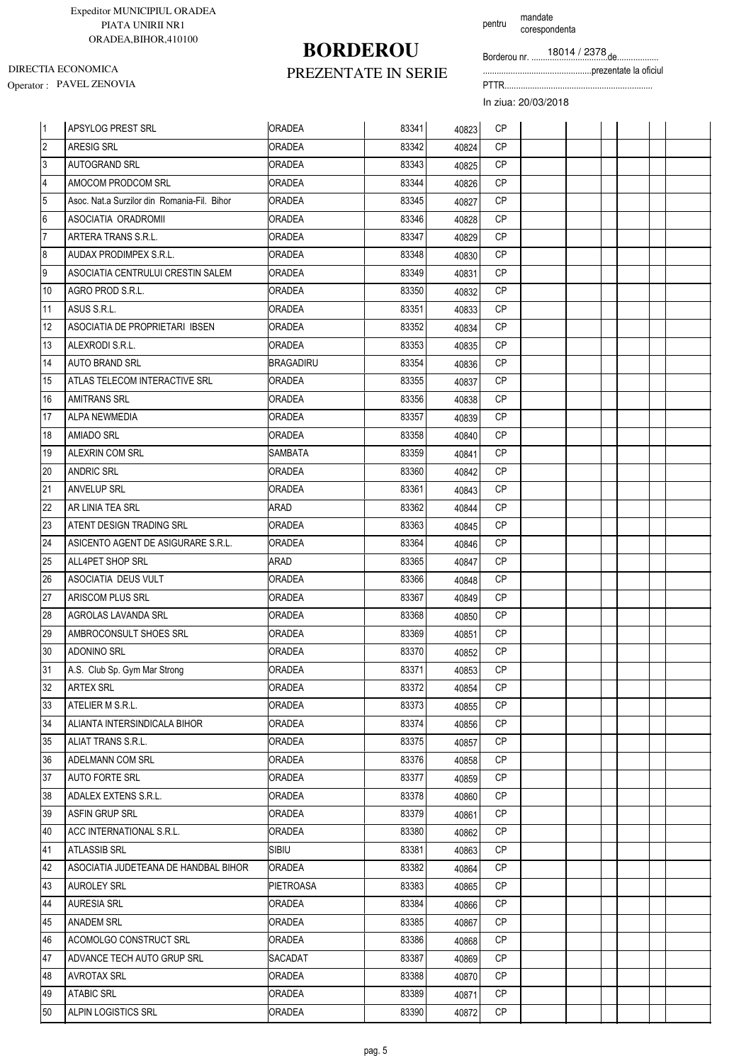Expeditor MUNICIPIUL ORADEA
PIATA UNIRII NR1
ORADEA,BIHOR,410100

DIRECTIA ECONOMICA
Operator : PAVEL ZENOVIA

# BORDEROU

## PREZENTATE IN SERIE

pentru mandate corespondenta

Borderou nr. 18014 / 2378 de..................
................................................prezentate la oficiul
PTTR.................................................................
In ziua: 20/03/2018

| | | | | | | | | | | | | |
|---|---|---|---|---|---|---|---|---|---|---|---|---|
| 1 | APSYLOG PREST SRL | ORADEA | 83341 | 40823 | CP | | | | | | | |
| 2 | ARESIG SRL | ORADEA | 83342 | 40824 | CP | | | | | | | |
| 3 | AUTOGRAND SRL | ORADEA | 83343 | 40825 | CP | | | | | | | |
| 4 | AMOCOM PRODCOM SRL | ORADEA | 83344 | 40826 | CP | | | | | | | |
| 5 | Asoc. Nat.a Surzilor din Romania-Fil. Bihor | ORADEA | 83345 | 40827 | CP | | | | | | | |
| 6 | ASOCIATIA ORADROMII | ORADEA | 83346 | 40828 | CP | | | | | | | |
| 7 | ARTERA TRANS S.R.L. | ORADEA | 83347 | 40829 | CP | | | | | | | |
| 8 | AUDAX PRODIMPEX S.R.L. | ORADEA | 83348 | 40830 | CP | | | | | | | |
| 9 | ASOCIATIA CENTRULUI CRESTIN SALEM | ORADEA | 83349 | 40831 | CP | | | | | | | |
| 10 | AGRO PROD S.R.L. | ORADEA | 83350 | 40832 | CP | | | | | | | |
| 11 | ASUS S.R.L. | ORADEA | 83351 | 40833 | CP | | | | | | | |
| 12 | ASOCIATIA DE PROPRIETARI IBSEN | ORADEA | 83352 | 40834 | CP | | | | | | | |
| 13 | ALEXRODI S.R.L. | ORADEA | 83353 | 40835 | CP | | | | | | | |
| 14 | AUTO BRAND SRL | BRAGADIRU | 83354 | 40836 | CP | | | | | | | |
| 15 | ATLAS TELECOM INTERACTIVE SRL | ORADEA | 83355 | 40837 | CP | | | | | | | |
| 16 | AMITRANS SRL | ORADEA | 83356 | 40838 | CP | | | | | | | |
| 17 | ALPA NEWMEDIA | ORADEA | 83357 | 40839 | CP | | | | | | | |
| 18 | AMIADO SRL | ORADEA | 83358 | 40840 | CP | | | | | | | |
| 19 | ALEXRIN COM SRL | SAMBATA | 83359 | 40841 | CP | | | | | | | |
| 20 | ANDRIC SRL | ORADEA | 83360 | 40842 | CP | | | | | | | |
| 21 | ANVELUP SRL | ORADEA | 83361 | 40843 | CP | | | | | | | |
| 22 | AR LINIA TEA SRL | ARAD | 83362 | 40844 | CP | | | | | | | |
| 23 | ATENT DESIGN TRADING SRL | ORADEA | 83363 | 40845 | CP | | | | | | | |
| 24 | ASICENTO AGENT DE ASIGURARE S.R.L. | ORADEA | 83364 | 40846 | CP | | | | | | | |
| 25 | ALL4PET SHOP SRL | ARAD | 83365 | 40847 | CP | | | | | | | |
| 26 | ASOCIATIA DEUS VULT | ORADEA | 83366 | 40848 | CP | | | | | | | |
| 27 | ARISCOM PLUS SRL | ORADEA | 83367 | 40849 | CP | | | | | | | |
| 28 | AGROLAS LAVANDA SRL | ORADEA | 83368 | 40850 | CP | | | | | | | |
| 29 | AMBROCONSULT SHOES SRL | ORADEA | 83369 | 40851 | CP | | | | | | | |
| 30 | ADONINO SRL | ORADEA | 83370 | 40852 | CP | | | | | | | |
| 31 | A.S. Club Sp. Gym Mar Strong | ORADEA | 83371 | 40853 | CP | | | | | | | |
| 32 | ARTEX SRL | ORADEA | 83372 | 40854 | CP | | | | | | | |
| 33 | ATELIER M S.R.L. | ORADEA | 83373 | 40855 | CP | | | | | | | |
| 34 | ALIANTA INTERSINDICALA BIHOR | ORADEA | 83374 | 40856 | CP | | | | | | | |
| 35 | ALIAT TRANS S.R.L. | ORADEA | 83375 | 40857 | CP | | | | | | | |
| 36 | ADELMANN COM SRL | ORADEA | 83376 | 40858 | CP | | | | | | | |
| 37 | AUTO FORTE SRL | ORADEA | 83377 | 40859 | CP | | | | | | | |
| 38 | ADALEX EXTENS S.R.L. | ORADEA | 83378 | 40860 | CP | | | | | | | |
| 39 | ASFIN GRUP SRL | ORADEA | 83379 | 40861 | CP | | | | | | | |
| 40 | ACC INTERNATIONAL S.R.L. | ORADEA | 83380 | 40862 | CP | | | | | | | |
| 41 | ATLASSIB SRL | SIBIU | 83381 | 40863 | CP | | | | | | | |
| 42 | ASOCIATIA JUDETEANA DE HANDBAL BIHOR | ORADEA | 83382 | 40864 | CP | | | | | | | |
| 43 | AUROLEY SRL | PIETROASA | 83383 | 40865 | CP | | | | | | | |
| 44 | AURESIA SRL | ORADEA | 83384 | 40866 | CP | | | | | | | |
| 45 | ANADEM SRL | ORADEA | 83385 | 40867 | CP | | | | | | | |
| 46 | ACOMOLGO CONSTRUCT SRL | ORADEA | 83386 | 40868 | CP | | | | | | | |
| 47 | ADVANCE TECH AUTO GRUP SRL | SACADAT | 83387 | 40869 | CP | | | | | | | |
| 48 | AVROTAX SRL | ORADEA | 83388 | 40870 | CP | | | | | | | |
| 49 | ATABIC SRL | ORADEA | 83389 | 40871 | CP | | | | | | | |
| 50 | ALPIN LOGISTICS SRL | ORADEA | 83390 | 40872 | CP | | | | | | | |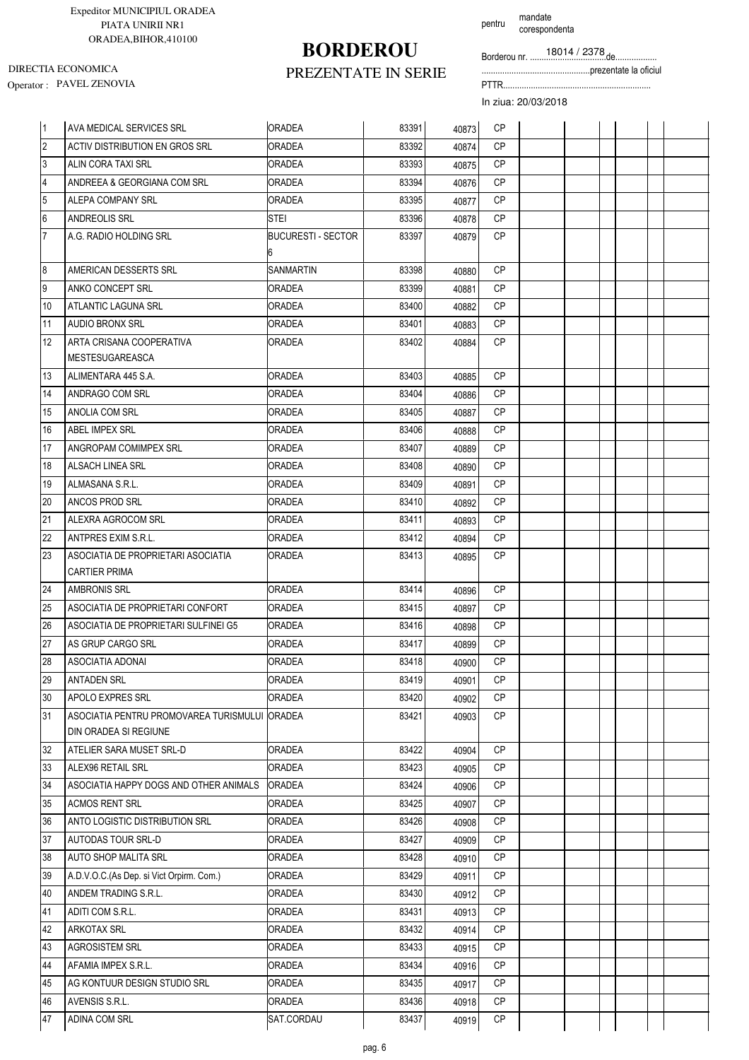Expeditor MUNICIPIUL ORADEA
PIATA UNIRII NR1
ORADEA,BIHOR,410100

DIRECTIA ECONOMICA
Operator : PAVEL ZENOVIA

# BORDEROU
## PREZENTATE IN SERIE

pentru mandate corespondenta

Borderou nr. 18014 / 2378 de..................
...............................................prezentate la oficiul
PTTR...............................................................
In ziua: 20/03/2018

| | | | | | | | | | | | | |
|---|---|---|---|---|---|---|---|---|---|---|---|---|
| 1 | AVA MEDICAL SERVICES SRL | ORADEA | 83391 | 40873 | CP | | | | | | | |
| 2 | ACTIV DISTRIBUTION EN GROS SRL | ORADEA | 83392 | 40874 | CP | | | | | | | |
| 3 | ALIN CORA TAXI SRL | ORADEA | 83393 | 40875 | CP | | | | | | | |
| 4 | ANDREEA & GEORGIANA COM SRL | ORADEA | 83394 | 40876 | CP | | | | | | | |
| 5 | ALEPA COMPANY SRL | ORADEA | 83395 | 40877 | CP | | | | | | | |
| 6 | ANDREOLIS SRL | STEI | 83396 | 40878 | CP | | | | | | | |
| 7 | A.G. RADIO HOLDING SRL | BUCURESTI - SECTOR 6 | 83397 | 40879 | CP | | | | | | | |
| 8 | AMERICAN DESSERTS SRL | SANMARTIN | 83398 | 40880 | CP | | | | | | | |
| 9 | ANKO CONCEPT SRL | ORADEA | 83399 | 40881 | CP | | | | | | | |
| 10 | ATLANTIC LAGUNA SRL | ORADEA | 83400 | 40882 | CP | | | | | | | |
| 11 | AUDIO BRONX SRL | ORADEA | 83401 | 40883 | CP | | | | | | | |
| 12 | ARTA CRISANA COOPERATIVA MESTESUGAREASCA | ORADEA | 83402 | 40884 | CP | | | | | | | |
| 13 | ALIMENTARA 445 S.A. | ORADEA | 83403 | 40885 | CP | | | | | | | |
| 14 | ANDRAGO COM SRL | ORADEA | 83404 | 40886 | CP | | | | | | | |
| 15 | ANOLIA COM SRL | ORADEA | 83405 | 40887 | CP | | | | | | | |
| 16 | ABEL IMPEX SRL | ORADEA | 83406 | 40888 | CP | | | | | | | |
| 17 | ANGROPAM COMIMPEX SRL | ORADEA | 83407 | 40889 | CP | | | | | | | |
| 18 | ALSACH LINEA SRL | ORADEA | 83408 | 40890 | CP | | | | | | | |
| 19 | ALMASANA S.R.L. | ORADEA | 83409 | 40891 | CP | | | | | | | |
| 20 | ANCOS PROD SRL | ORADEA | 83410 | 40892 | CP | | | | | | | |
| 21 | ALEXRA AGROCOM SRL | ORADEA | 83411 | 40893 | CP | | | | | | | |
| 22 | ANTPRES EXIM S.R.L. | ORADEA | 83412 | 40894 | CP | | | | | | | |
| 23 | ASOCIATIA DE PROPRIETARI ASOCIATIA CARTIER PRIMA | ORADEA | 83413 | 40895 | CP | | | | | | | |
| 24 | AMBRONIS SRL | ORADEA | 83414 | 40896 | CP | | | | | | | |
| 25 | ASOCIATIA DE PROPRIETARI CONFORT | ORADEA | 83415 | 40897 | CP | | | | | | | |
| 26 | ASOCIATIA DE PROPRIETARI SULFINEI G5 | ORADEA | 83416 | 40898 | CP | | | | | | | |
| 27 | AS GRUP CARGO SRL | ORADEA | 83417 | 40899 | CP | | | | | | | |
| 28 | ASOCIATIA ADONAI | ORADEA | 83418 | 40900 | CP | | | | | | | |
| 29 | ANTADEN SRL | ORADEA | 83419 | 40901 | CP | | | | | | | |
| 30 | APOLO EXPRES SRL | ORADEA | 83420 | 40902 | CP | | | | | | | |
| 31 | ASOCIATIA PENTRU PROMOVAREA TURISMULUI DIN ORADEA SI REGIUNE | ORADEA | 83421 | 40903 | CP | | | | | | | |
| 32 | ATELIER SARA MUSET SRL-D | ORADEA | 83422 | 40904 | CP | | | | | | | |
| 33 | ALEX96 RETAIL SRL | ORADEA | 83423 | 40905 | CP | | | | | | | |
| 34 | ASOCIATIA HAPPY DOGS AND OTHER ANIMALS | ORADEA | 83424 | 40906 | CP | | | | | | | |
| 35 | ACMOS RENT SRL | ORADEA | 83425 | 40907 | CP | | | | | | | |
| 36 | ANTO LOGISTIC DISTRIBUTION SRL | ORADEA | 83426 | 40908 | CP | | | | | | | |
| 37 | AUTODAS TOUR SRL-D | ORADEA | 83427 | 40909 | CP | | | | | | | |
| 38 | AUTO SHOP MALITA SRL | ORADEA | 83428 | 40910 | CP | | | | | | | |
| 39 | A.D.V.O.C.(As Dep. si Vict Orpirm. Com.) | ORADEA | 83429 | 40911 | CP | | | | | | | |
| 40 | ANDEM TRADING S.R.L. | ORADEA | 83430 | 40912 | CP | | | | | | | |
| 41 | ADITI COM S.R.L. | ORADEA | 83431 | 40913 | CP | | | | | | | |
| 42 | ARKOTAX SRL | ORADEA | 83432 | 40914 | CP | | | | | | | |
| 43 | AGROSISTEM SRL | ORADEA | 83433 | 40915 | CP | | | | | | | |
| 44 | AFAMIA IMPEX S.R.L. | ORADEA | 83434 | 40916 | CP | | | | | | | |
| 45 | AG KONTUUR DESIGN STUDIO SRL | ORADEA | 83435 | 40917 | CP | | | | | | | |
| 46 | AVENSIS S.R.L. | ORADEA | 83436 | 40918 | CP | | | | | | | |
| 47 | ADINA COM SRL | SAT.CORDAU | 83437 | 40919 | CP | | | | | | | |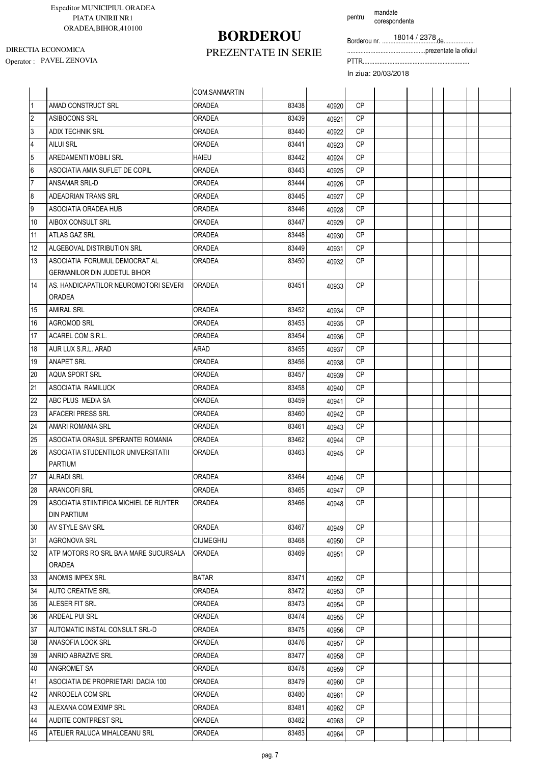Expeditor MUNICIPIUL ORADEA
PIATA UNIRII NR1
ORADEA,BIHOR,410100

DIRECTIA ECONOMICA
Operator : PAVEL ZENOVIA

# BORDEROU

PREZENTATE IN SERIE

pentru mandate corespondenta

Borderou nr. 18014 / 2378 de..................

................................................prezentate la oficiul

PTTR...............................................................

In ziua: 20/03/2018

| | | COM.SANMARTIN | | | | | | | | | | |
|---|---|---|---|---|---|---|---|---|---|---|---|---|
| 1 | AMAD CONSTRUCT SRL | ORADEA | 83438 | 40920 | CP | | | | | | | |
| 2 | ASIBOCONS SRL | ORADEA | 83439 | 40921 | CP | | | | | | | |
| 3 | ADIX TECHNIK SRL | ORADEA | 83440 | 40922 | CP | | | | | | | |
| 4 | AILUI SRL | ORADEA | 83441 | 40923 | CP | | | | | | | |
| 5 | AREDAMENTI MOBILI SRL | HAIEU | 83442 | 40924 | CP | | | | | | | |
| 6 | ASOCIATIA AMIA SUFLET DE COPIL | ORADEA | 83443 | 40925 | CP | | | | | | | |
| 7 | ANSAMAR SRL-D | ORADEA | 83444 | 40926 | CP | | | | | | | |
| 8 | ADEADRIAN TRANS SRL | ORADEA | 83445 | 40927 | CP | | | | | | | |
| 9 | ASOCIATIA ORADEA HUB | ORADEA | 83446 | 40928 | CP | | | | | | | |
| 10 | AIBOX CONSULT SRL | ORADEA | 83447 | 40929 | CP | | | | | | | |
| 11 | ATLAS GAZ SRL | ORADEA | 83448 | 40930 | CP | | | | | | | |
| 12 | ALGEBOVAL DISTRIBUTION SRL | ORADEA | 83449 | 40931 | CP | | | | | | | |
| 13 | ASOCIATIA FORUMUL DEMOCRAT AL GERMANILOR DIN JUDETUL BIHOR | ORADEA | 83450 | 40932 | CP | | | | | | | |
| 14 | AS. HANDICAPATILOR NEUROMOTORI SEVERI ORADEA | ORADEA | 83451 | 40933 | CP | | | | | | | |
| 15 | AMIRAL SRL | ORADEA | 83452 | 40934 | CP | | | | | | | |
| 16 | AGROMOD SRL | ORADEA | 83453 | 40935 | CP | | | | | | | |
| 17 | ACAREL COM S.R.L. | ORADEA | 83454 | 40936 | CP | | | | | | | |
| 18 | AUR LUX S.R.L. ARAD | ARAD | 83455 | 40937 | CP | | | | | | | |
| 19 | ANAPET SRL | ORADEA | 83456 | 40938 | CP | | | | | | | |
| 20 | AQUA SPORT SRL | ORADEA | 83457 | 40939 | CP | | | | | | | |
| 21 | ASOCIATIA RAMILUCK | ORADEA | 83458 | 40940 | CP | | | | | | | |
| 22 | ABC PLUS MEDIA SA | ORADEA | 83459 | 40941 | CP | | | | | | | |
| 23 | AFACERI PRESS SRL | ORADEA | 83460 | 40942 | CP | | | | | | | |
| 24 | AMARI ROMANIA SRL | ORADEA | 83461 | 40943 | CP | | | | | | | |
| 25 | ASOCIATIA ORASUL SPERANTEI ROMANIA | ORADEA | 83462 | 40944 | CP | | | | | | | |
| 26 | ASOCIATIA STUDENTILOR UNIVERSITATII PARTIUM | ORADEA | 83463 | 40945 | CP | | | | | | | |
| 27 | ALRADI SRL | ORADEA | 83464 | 40946 | CP | | | | | | | |
| 28 | ARANCOFI SRL | ORADEA | 83465 | 40947 | CP | | | | | | | |
| 29 | ASOCIATIA STIINTIFICA MICHIEL DE RUYTER DIN PARTIUM | ORADEA | 83466 | 40948 | CP | | | | | | | |
| 30 | AV STYLE SAV SRL | ORADEA | 83467 | 40949 | CP | | | | | | | |
| 31 | AGRONOVA SRL | CIUMEGHIU | 83468 | 40950 | CP | | | | | | | |
| 32 | ATP MOTORS RO SRL BAIA MARE SUCURSALA ORADEA | ORADEA | 83469 | 40951 | CP | | | | | | | |
| 33 | ANOMIS IMPEX SRL | BATAR | 83471 | 40952 | CP | | | | | | | |
| 34 | AUTO CREATIVE SRL | ORADEA | 83472 | 40953 | CP | | | | | | | |
| 35 | ALESER FIT SRL | ORADEA | 83473 | 40954 | CP | | | | | | | |
| 36 | ARDEAL PUI SRL | ORADEA | 83474 | 40955 | CP | | | | | | | |
| 37 | AUTOMATIC INSTAL CONSULT SRL-D | ORADEA | 83475 | 40956 | CP | | | | | | | |
| 38 | ANASOFIA LOOK SRL | ORADEA | 83476 | 40957 | CP | | | | | | | |
| 39 | ANRIO ABRAZIVE SRL | ORADEA | 83477 | 40958 | CP | | | | | | | |
| 40 | ANGROMET SA | ORADEA | 83478 | 40959 | CP | | | | | | | |
| 41 | ASOCIATIA DE PROPRIETARI DACIA 100 | ORADEA | 83479 | 40960 | CP | | | | | | | |
| 42 | ANRODELA COM SRL | ORADEA | 83480 | 40961 | CP | | | | | | | |
| 43 | ALEXANA COM EXIMP SRL | ORADEA | 83481 | 40962 | CP | | | | | | | |
| 44 | AUDITE CONTPREST SRL | ORADEA | 83482 | 40963 | CP | | | | | | | |
| 45 | ATELIER RALUCA MIHALCEANU SRL | ORADEA | 83483 | 40964 | CP | | | | | | | |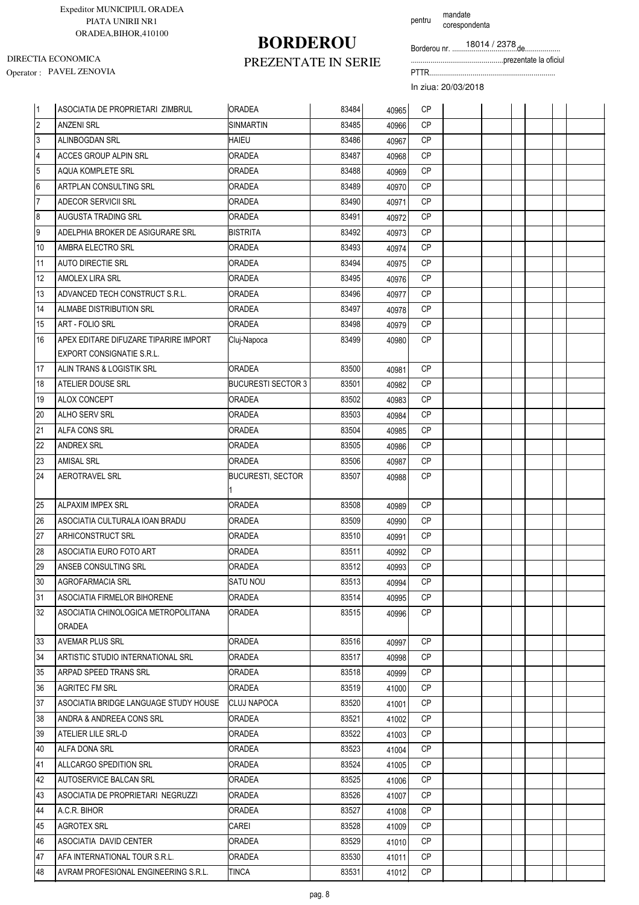Expeditor MUNICIPIUL ORADEA
PIATA UNIRII NR1
ORADEA,BIHOR,410100

DIRECTIA ECONOMICA
Operator : PAVEL ZENOVIA

# BORDEROU

## PREZENTATE IN SERIE

pentru mandate corespondenta

Borderou nr. 18014 / 2378 de.................

..............................................prezentate la oficiul

PTTR...............................................................

In ziua: 20/03/2018

| | | | | | | | | | | | | |
|---|---|---|---|---|---|---|---|---|---|---|---|---|
| 1 | ASOCIATIA DE PROPRIETARI ZIMBRUL | ORADEA | 83484 | 40965 | CP | | | | | | | |
| 2 | ANZENI SRL | SINMARTIN | 83485 | 40966 | CP | | | | | | | |
| 3 | ALINBOGDAN SRL | HAIEU | 83486 | 40967 | CP | | | | | | | |
| 4 | ACCES GROUP ALPIN SRL | ORADEA | 83487 | 40968 | CP | | | | | | | |
| 5 | AQUA KOMPLETE SRL | ORADEA | 83488 | 40969 | CP | | | | | | | |
| 6 | ARTPLAN CONSULTING SRL | ORADEA | 83489 | 40970 | CP | | | | | | | |
| 7 | ADECOR SERVICII SRL | ORADEA | 83490 | 40971 | CP | | | | | | | |
| 8 | AUGUSTA TRADING SRL | ORADEA | 83491 | 40972 | CP | | | | | | | |
| 9 | ADELPHIA BROKER DE ASIGURARE SRL | BISTRITA | 83492 | 40973 | CP | | | | | | | |
| 10 | AMBRA ELECTRO SRL | ORADEA | 83493 | 40974 | CP | | | | | | | |
| 11 | AUTO DIRECTIE SRL | ORADEA | 83494 | 40975 | CP | | | | | | | |
| 12 | AMOLEX LIRA SRL | ORADEA | 83495 | 40976 | CP | | | | | | | |
| 13 | ADVANCED TECH CONSTRUCT S.R.L. | ORADEA | 83496 | 40977 | CP | | | | | | | |
| 14 | ALMABE DISTRIBUTION SRL | ORADEA | 83497 | 40978 | CP | | | | | | | |
| 15 | ART - FOLIO SRL | ORADEA | 83498 | 40979 | CP | | | | | | | |
| 16 | APEX EDITARE DIFUZARE TIPARIRE IMPORT EXPORT CONSIGNATIE S.R.L. | Cluj-Napoca | 83499 | 40980 | CP | | | | | | | |
| 17 | ALIN TRANS & LOGISTIK SRL | ORADEA | 83500 | 40981 | CP | | | | | | | |
| 18 | ATELIER DOUSE SRL | BUCURESTI SECTOR 3 | 83501 | 40982 | CP | | | | | | | |
| 19 | ALOX CONCEPT | ORADEA | 83502 | 40983 | CP | | | | | | | |
| 20 | ALHO SERV SRL | ORADEA | 83503 | 40984 | CP | | | | | | | |
| 21 | ALFA CONS SRL | ORADEA | 83504 | 40985 | CP | | | | | | | |
| 22 | ANDREX SRL | ORADEA | 83505 | 40986 | CP | | | | | | | |
| 23 | AMISAL SRL | ORADEA | 83506 | 40987 | CP | | | | | | | |
| 24 | AEROTRAVEL SRL | BUCURESTI, SECTOR 1 | 83507 | 40988 | CP | | | | | | | |
| 25 | ALPAXIM IMPEX SRL | ORADEA | 83508 | 40989 | CP | | | | | | | |
| 26 | ASOCIATIA CULTURALA IOAN BRADU | ORADEA | 83509 | 40990 | CP | | | | | | | |
| 27 | ARHICONSTRUCT SRL | ORADEA | 83510 | 40991 | CP | | | | | | | |
| 28 | ASOCIATIA EURO FOTO ART | ORADEA | 83511 | 40992 | CP | | | | | | | |
| 29 | ANSEB CONSULTING SRL | ORADEA | 83512 | 40993 | CP | | | | | | | |
| 30 | AGROFARMACIA SRL | SATU NOU | 83513 | 40994 | CP | | | | | | | |
| 31 | ASOCIATIA FIRMELOR BIHORENE | ORADEA | 83514 | 40995 | CP | | | | | | | |
| 32 | ASOCIATIA CHINOLOGICA METROPOLITANA ORADEA | ORADEA | 83515 | 40996 | CP | | | | | | | |
| 33 | AVEMAR PLUS SRL | ORADEA | 83516 | 40997 | CP | | | | | | | |
| 34 | ARTISTIC STUDIO INTERNATIONAL SRL | ORADEA | 83517 | 40998 | CP | | | | | | | |
| 35 | ARPAD SPEED TRANS SRL | ORADEA | 83518 | 40999 | CP | | | | | | | |
| 36 | AGRITEC FM SRL | ORADEA | 83519 | 41000 | CP | | | | | | | |
| 37 | ASOCIATIA BRIDGE LANGUAGE STUDY HOUSE | CLUJ NAPOCA | 83520 | 41001 | CP | | | | | | | |
| 38 | ANDRA & ANDREEA CONS SRL | ORADEA | 83521 | 41002 | CP | | | | | | | |
| 39 | ATELIER LILE SRL-D | ORADEA | 83522 | 41003 | CP | | | | | | | |
| 40 | ALFA DONA SRL | ORADEA | 83523 | 41004 | CP | | | | | | | |
| 41 | ALLCARGO SPEDITION SRL | ORADEA | 83524 | 41005 | CP | | | | | | | |
| 42 | AUTOSERVICE BALCAN SRL | ORADEA | 83525 | 41006 | CP | | | | | | | |
| 43 | ASOCIATIA DE PROPRIETARI NEGRUZZI | ORADEA | 83526 | 41007 | CP | | | | | | | |
| 44 | A.C.R. BIHOR | ORADEA | 83527 | 41008 | CP | | | | | | | |
| 45 | AGROTEX SRL | CAREI | 83528 | 41009 | CP | | | | | | | |
| 46 | ASOCIATIA DAVID CENTER | ORADEA | 83529 | 41010 | CP | | | | | | | |
| 47 | AFA INTERNATIONAL TOUR S.R.L. | ORADEA | 83530 | 41011 | CP | | | | | | | |
| 48 | AVRAM PROFESIONAL ENGINEERING S.R.L. | TINCA | 83531 | 41012 | CP | | | | | | | |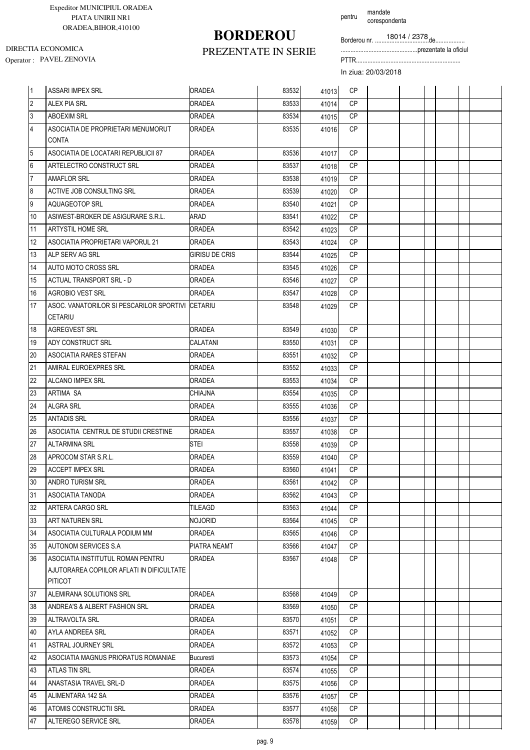Expeditor MUNICIPIUL ORADEA
PIATA UNIRII NR1
ORADEA,BIHOR,410100

DIRECTIA ECONOMICA
Operator : PAVEL ZENOVIA

# BORDEROU
## PREZENTATE IN SERIE

pentru mandate corespondenta

Borderou nr. 18014 / 2378 de..................
...............................................prezentate la oficiul
PTTR...............................................................
In ziua: 20/03/2018

| | | | | | | | | | | | | |
|---|---|---|---|---|---|---|---|---|---|---|---|---|
| 1 | ASSARI IMPEX SRL | ORADEA | 83532 | 41013 | CP | | | | | | | |
| 2 | ALEX PIA SRL | ORADEA | 83533 | 41014 | CP | | | | | | | |
| 3 | ABOEXIM SRL | ORADEA | 83534 | 41015 | CP | | | | | | | |
| 4 | ASOCIATIA DE PROPRIETARI MENUMORUT CONTA | ORADEA | 83535 | 41016 | CP | | | | | | | |
| 5 | ASOCIATIA DE LOCATARI REPUBLICII 87 | ORADEA | 83536 | 41017 | CP | | | | | | | |
| 6 | ARTELECTRO CONSTRUCT SRL | ORADEA | 83537 | 41018 | CP | | | | | | | |
| 7 | AMAFLOR SRL | ORADEA | 83538 | 41019 | CP | | | | | | | |
| 8 | ACTIVE JOB CONSULTING SRL | ORADEA | 83539 | 41020 | CP | | | | | | | |
| 9 | AQUAGEOTOP SRL | ORADEA | 83540 | 41021 | CP | | | | | | | |
| 10 | ASIWEST-BROKER DE ASIGURARE S.R.L. | ARAD | 83541 | 41022 | CP | | | | | | | |
| 11 | ARTYSTIL HOME SRL | ORADEA | 83542 | 41023 | CP | | | | | | | |
| 12 | ASOCIATIA PROPRIETARI VAPORUL 21 | ORADEA | 83543 | 41024 | CP | | | | | | | |
| 13 | ALP SERV AG SRL | GIRISU DE CRIS | 83544 | 41025 | CP | | | | | | | |
| 14 | AUTO MOTO CROSS SRL | ORADEA | 83545 | 41026 | CP | | | | | | | |
| 15 | ACTUAL TRANSPORT SRL - D | ORADEA | 83546 | 41027 | CP | | | | | | | |
| 16 | AGROBIO VEST SRL | ORADEA | 83547 | 41028 | CP | | | | | | | |
| 17 | ASOC. VANATORILOR SI PESCARILOR SPORTIVI CETARIU | CETARIU | 83548 | 41029 | CP | | | | | | | |
| 18 | AGREGVEST SRL | ORADEA | 83549 | 41030 | CP | | | | | | | |
| 19 | ADY CONSTRUCT SRL | CALATANI | 83550 | 41031 | CP | | | | | | | |
| 20 | ASOCIATIA RARES STEFAN | ORADEA | 83551 | 41032 | CP | | | | | | | |
| 21 | AMIRAL EUROEXPRES SRL | ORADEA | 83552 | 41033 | CP | | | | | | | |
| 22 | ALCANO IMPEX SRL | ORADEA | 83553 | 41034 | CP | | | | | | | |
| 23 | ARTIMA SA | CHIAJNA | 83554 | 41035 | CP | | | | | | | |
| 24 | ALGRA SRL | ORADEA | 83555 | 41036 | CP | | | | | | | |
| 25 | ANTADIS SRL | ORADEA | 83556 | 41037 | CP | | | | | | | |
| 26 | ASOCIATIA CENTRUL DE STUDII CRESTINE | ORADEA | 83557 | 41038 | CP | | | | | | | |
| 27 | ALTARMINA SRL | STEI | 83558 | 41039 | CP | | | | | | | |
| 28 | APROCOM STAR S.R.L. | ORADEA | 83559 | 41040 | CP | | | | | | | |
| 29 | ACCEPT IMPEX SRL | ORADEA | 83560 | 41041 | CP | | | | | | | |
| 30 | ANDRO TURISM SRL | ORADEA | 83561 | 41042 | CP | | | | | | | |
| 31 | ASOCIATIA TANODA | ORADEA | 83562 | 41043 | CP | | | | | | | |
| 32 | ARTERA CARGO SRL | TILEAGD | 83563 | 41044 | CP | | | | | | | |
| 33 | ART NATUREN SRL | NOJORID | 83564 | 41045 | CP | | | | | | | |
| 34 | ASOCIATIA CULTURALA PODIUM MM | ORADEA | 83565 | 41046 | CP | | | | | | | |
| 35 | AUTONOM SERVICES S.A | PIATRA NEAMT | 83566 | 41047 | CP | | | | | | | |
| 36 | ASOCIATIA INSTITUTUL ROMAN PENTRU AJUTORAREA COPIILOR AFLATI IN DIFICULTATE PITICOT | ORADEA | 83567 | 41048 | CP | | | | | | | |
| 37 | ALEMIRANA SOLUTIONS SRL | ORADEA | 83568 | 41049 | CP | | | | | | | |
| 38 | ANDREA'S & ALBERT FASHION SRL | ORADEA | 83569 | 41050 | CP | | | | | | | |
| 39 | ALTRAVOLTA SRL | ORADEA | 83570 | 41051 | CP | | | | | | | |
| 40 | AYLA ANDREEA SRL | ORADEA | 83571 | 41052 | CP | | | | | | | |
| 41 | ASTRAL JOURNEY SRL | ORADEA | 83572 | 41053 | CP | | | | | | | |
| 42 | ASOCIATIA MAGNUS PRIORATUS ROMANIAE | Bucuresti | 83573 | 41054 | CP | | | | | | | |
| 43 | ATLAS TIN SRL | ORADEA | 83574 | 41055 | CP | | | | | | | |
| 44 | ANASTASIA TRAVEL SRL-D | ORADEA | 83575 | 41056 | CP | | | | | | | |
| 45 | ALIMENTARA 142 SA | ORADEA | 83576 | 41057 | CP | | | | | | | |
| 46 | ATOMIS CONSTRUCTII SRL | ORADEA | 83577 | 41058 | CP | | | | | | | |
| 47 | ALTEREGO SERVICE SRL | ORADEA | 83578 | 41059 | CP | | | | | | | |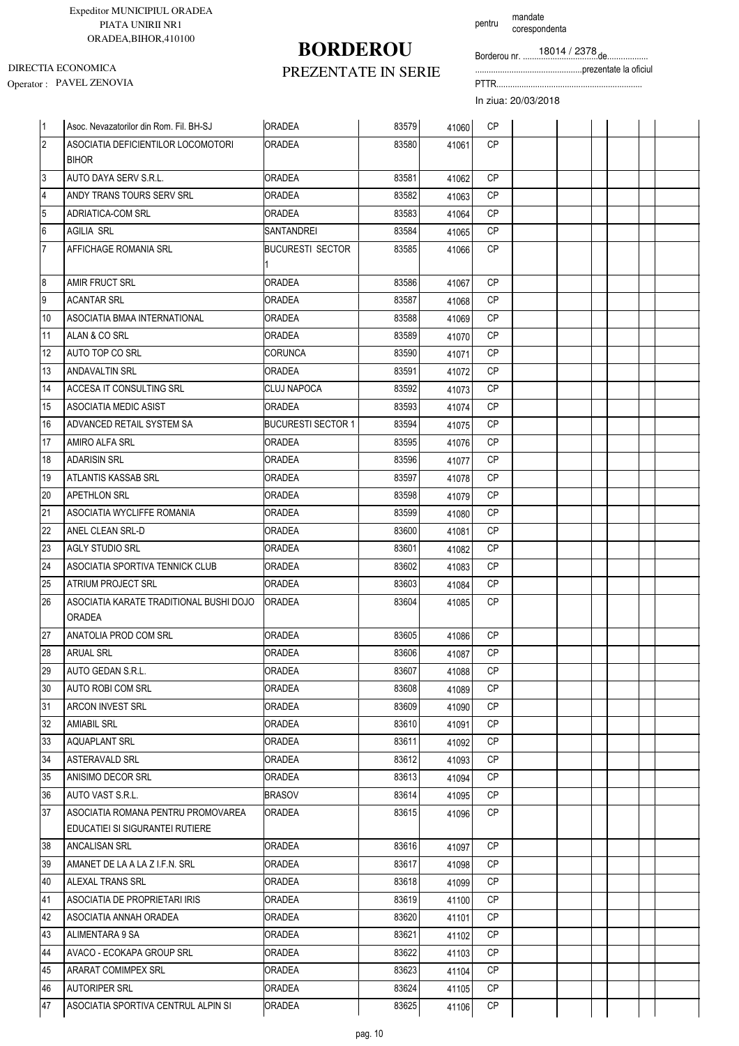Expeditor MUNICIPIUL ORADEA
PIATA UNIRII NR1
ORADEA,BIHOR,410100

DIRECTIA ECONOMICA
Operator : PAVEL ZENOVIA

# BORDEROU

## PREZENTATE IN SERIE

pentru mandate corespondenta

Borderou nr. 18014 / 2378 de..................
..........................................prezentate la oficiul
PTTR.................................................................

In ziua: 20/03/2018

| | | | | | | | | | | | | |
|---|---|---|---|---|---|---|---|---|---|---|---|---|
| 1 | Asoc. Nevazatorilor din Rom. Fil. BH-SJ | ORADEA | 83579 | 41060 | CP | | | | | | | |
| 2 | ASOCIATIA DEFICIENTILOR LOCOMOTORI BIHOR | ORADEA | 83580 | 41061 | CP | | | | | | | |
| 3 | AUTO DAYA SERV S.R.L. | ORADEA | 83581 | 41062 | CP | | | | | | | |
| 4 | ANDY TRANS TOURS SERV SRL | ORADEA | 83582 | 41063 | CP | | | | | | | |
| 5 | ADRIATICA-COM SRL | ORADEA | 83583 | 41064 | CP | | | | | | | |
| 6 | AGILIA SRL | SANTANDREI | 83584 | 41065 | CP | | | | | | | |
| 7 | AFFICHAGE ROMANIA SRL | BUCURESTI SECTOR 1 | 83585 | 41066 | CP | | | | | | | |
| 8 | AMIR FRUCT SRL | ORADEA | 83586 | 41067 | CP | | | | | | | |
| 9 | ACANTAR SRL | ORADEA | 83587 | 41068 | CP | | | | | | | |
| 10 | ASOCIATIA BMAA INTERNATIONAL | ORADEA | 83588 | 41069 | CP | | | | | | | |
| 11 | ALAN & CO SRL | ORADEA | 83589 | 41070 | CP | | | | | | | |
| 12 | AUTO TOP CO SRL | CORUNCA | 83590 | 41071 | CP | | | | | | | |
| 13 | ANDAVALTIN SRL | ORADEA | 83591 | 41072 | CP | | | | | | | |
| 14 | ACCESA IT CONSULTING SRL | CLUJ NAPOCA | 83592 | 41073 | CP | | | | | | | |
| 15 | ASOCIATIA MEDIC ASIST | ORADEA | 83593 | 41074 | CP | | | | | | | |
| 16 | ADVANCED RETAIL SYSTEM SA | BUCURESTI SECTOR 1 | 83594 | 41075 | CP | | | | | | | |
| 17 | AMIRO ALFA SRL | ORADEA | 83595 | 41076 | CP | | | | | | | |
| 18 | ADARISIN SRL | ORADEA | 83596 | 41077 | CP | | | | | | | |
| 19 | ATLANTIS KASSAB SRL | ORADEA | 83597 | 41078 | CP | | | | | | | |
| 20 | APETHLON SRL | ORADEA | 83598 | 41079 | CP | | | | | | | |
| 21 | ASOCIATIA WYCLIFFE ROMANIA | ORADEA | 83599 | 41080 | CP | | | | | | | |
| 22 | ANEL CLEAN SRL-D | ORADEA | 83600 | 41081 | CP | | | | | | | |
| 23 | AGLY STUDIO SRL | ORADEA | 83601 | 41082 | CP | | | | | | | |
| 24 | ASOCIATIA SPORTIVA TENNICK CLUB | ORADEA | 83602 | 41083 | CP | | | | | | | |
| 25 | ATRIUM PROJECT SRL | ORADEA | 83603 | 41084 | CP | | | | | | | |
| 26 | ASOCIATIA KARATE TRADITIONAL BUSHI DOJO ORADEA | ORADEA | 83604 | 41085 | CP | | | | | | | |
| 27 | ANATOLIA PROD COM SRL | ORADEA | 83605 | 41086 | CP | | | | | | | |
| 28 | ARUAL SRL | ORADEA | 83606 | 41087 | CP | | | | | | | |
| 29 | AUTO GEDAN S.R.L. | ORADEA | 83607 | 41088 | CP | | | | | | | |
| 30 | AUTO ROBI COM SRL | ORADEA | 83608 | 41089 | CP | | | | | | | |
| 31 | ARCON INVEST SRL | ORADEA | 83609 | 41090 | CP | | | | | | | |
| 32 | AMIABIL SRL | ORADEA | 83610 | 41091 | CP | | | | | | | |
| 33 | AQUAPLANT SRL | ORADEA | 83611 | 41092 | CP | | | | | | | |
| 34 | ASTERAVALD SRL | ORADEA | 83612 | 41093 | CP | | | | | | | |
| 35 | ANISIMO DECOR SRL | ORADEA | 83613 | 41094 | CP | | | | | | | |
| 36 | AUTO VAST S.R.L. | BRASOV | 83614 | 41095 | CP | | | | | | | |
| 37 | ASOCIATIA ROMANA PENTRU PROMOVAREA EDUCATIEI SI SIGURANTEI RUTIERE | ORADEA | 83615 | 41096 | CP | | | | | | | |
| 38 | ANCALISAN SRL | ORADEA | 83616 | 41097 | CP | | | | | | | |
| 39 | AMANET DE LA A LA Z I.F.N. SRL | ORADEA | 83617 | 41098 | CP | | | | | | | |
| 40 | ALEXAL TRANS SRL | ORADEA | 83618 | 41099 | CP | | | | | | | |
| 41 | ASOCIATIA DE PROPRIETARI IRIS | ORADEA | 83619 | 41100 | CP | | | | | | | |
| 42 | ASOCIATIA ANNAH ORADEA | ORADEA | 83620 | 41101 | CP | | | | | | | |
| 43 | ALIMENTARA 9 SA | ORADEA | 83621 | 41102 | CP | | | | | | | |
| 44 | AVACO - ECOKAPA GROUP SRL | ORADEA | 83622 | 41103 | CP | | | | | | | |
| 45 | ARARAT COMIMPEX SRL | ORADEA | 83623 | 41104 | CP | | | | | | | |
| 46 | AUTORIPER SRL | ORADEA | 83624 | 41105 | CP | | | | | | | |
| 47 | ASOCIATIA SPORTIVA CENTRUL ALPIN SI | ORADEA | 83625 | 41106 | CP | | | | | | | |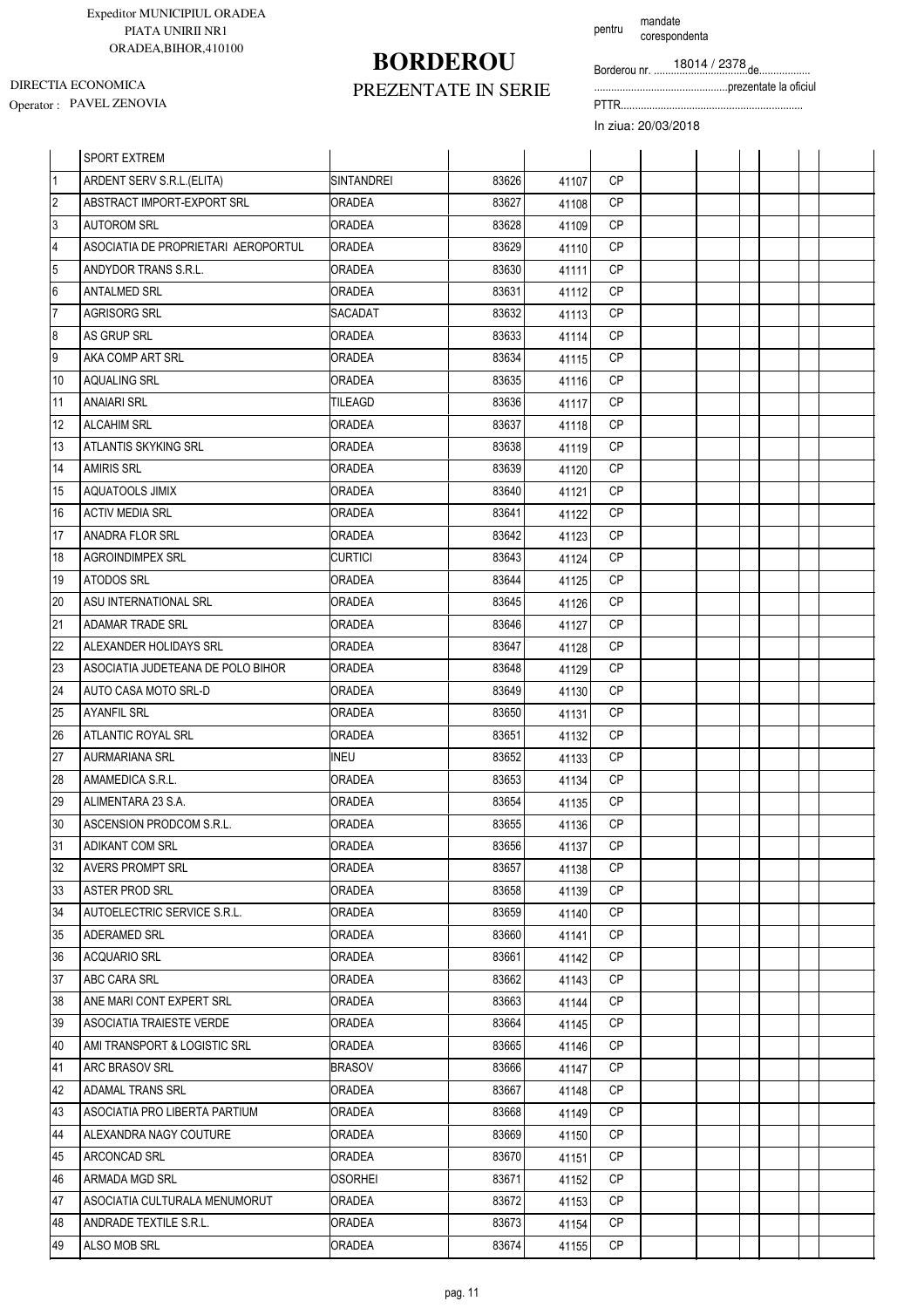Expeditor MUNICIPIUL ORADEA
PIATA UNIRII NR1
ORADEA,BIHOR,410100

DIRECTIA ECONOMICA
Operator : PAVEL ZENOVIA

# BORDEROU

PREZENTATE IN SERIE

pentru mandate corespondenta

Borderou nr. 18014 / 2378 de..................
...............................................prezentate la oficiul
PTTR...............................................................
In ziua: 20/03/2018

| | | | | | | | | | | | | |
|---|---|---|---|---|---|---|---|---|---|---|---|---|
| | SPORT EXTREM | | | | | | | | | | | |
| 1 | ARDENT SERV S.R.L.(ELITA) | SINTANDREI | 83626 | 41107 | CP | | | | | | | |
| 2 | ABSTRACT IMPORT-EXPORT SRL | ORADEA | 83627 | 41108 | CP | | | | | | | |
| 3 | AUTOROM SRL | ORADEA | 83628 | 41109 | CP | | | | | | | |
| 4 | ASOCIATIA DE PROPRIETARI AEROPORTUL | ORADEA | 83629 | 41110 | CP | | | | | | | |
| 5 | ANDYDOR TRANS S.R.L. | ORADEA | 83630 | 41111 | CP | | | | | | | |
| 6 | ANTALMED SRL | ORADEA | 83631 | 41112 | CP | | | | | | | |
| 7 | AGRISORG SRL | SACADAT | 83632 | 41113 | CP | | | | | | | |
| 8 | AS GRUP SRL | ORADEA | 83633 | 41114 | CP | | | | | | | |
| 9 | AKA COMP ART SRL | ORADEA | 83634 | 41115 | CP | | | | | | | |
| 10 | AQUALING SRL | ORADEA | 83635 | 41116 | CP | | | | | | | |
| 11 | ANAIARI SRL | TILEAGD | 83636 | 41117 | CP | | | | | | | |
| 12 | ALCAHIM SRL | ORADEA | 83637 | 41118 | CP | | | | | | | |
| 13 | ATLANTIS SKYKING SRL | ORADEA | 83638 | 41119 | CP | | | | | | | |
| 14 | AMIRIS SRL | ORADEA | 83639 | 41120 | CP | | | | | | | |
| 15 | AQUATOOLS JIMIX | ORADEA | 83640 | 41121 | CP | | | | | | | |
| 16 | ACTIV MEDIA SRL | ORADEA | 83641 | 41122 | CP | | | | | | | |
| 17 | ANADRA FLOR SRL | ORADEA | 83642 | 41123 | CP | | | | | | | |
| 18 | AGROINDIMPEX SRL | CURTICI | 83643 | 41124 | CP | | | | | | | |
| 19 | ATODOS SRL | ORADEA | 83644 | 41125 | CP | | | | | | | |
| 20 | ASU INTERNATIONAL SRL | ORADEA | 83645 | 41126 | CP | | | | | | | |
| 21 | ADAMAR TRADE SRL | ORADEA | 83646 | 41127 | CP | | | | | | | |
| 22 | ALEXANDER HOLIDAYS SRL | ORADEA | 83647 | 41128 | CP | | | | | | | |
| 23 | ASOCIATIA JUDETEANA DE POLO BIHOR | ORADEA | 83648 | 41129 | CP | | | | | | | |
| 24 | AUTO CASA MOTO SRL-D | ORADEA | 83649 | 41130 | CP | | | | | | | |
| 25 | AYANFIL SRL | ORADEA | 83650 | 41131 | CP | | | | | | | |
| 26 | ATLANTIC ROYAL SRL | ORADEA | 83651 | 41132 | CP | | | | | | | |
| 27 | AURMARIANA SRL | INEU | 83652 | 41133 | CP | | | | | | | |
| 28 | AMAMEDICA S.R.L. | ORADEA | 83653 | 41134 | CP | | | | | | | |
| 29 | ALIMENTARA 23 S.A. | ORADEA | 83654 | 41135 | CP | | | | | | | |
| 30 | ASCENSION PRODCOM S.R.L. | ORADEA | 83655 | 41136 | CP | | | | | | | |
| 31 | ADIKANT COM SRL | ORADEA | 83656 | 41137 | CP | | | | | | | |
| 32 | AVERS PROMPT SRL | ORADEA | 83657 | 41138 | CP | | | | | | | |
| 33 | ASTER PROD SRL | ORADEA | 83658 | 41139 | CP | | | | | | | |
| 34 | AUTOELECTRIC SERVICE S.R.L. | ORADEA | 83659 | 41140 | CP | | | | | | | |
| 35 | ADERAMED SRL | ORADEA | 83660 | 41141 | CP | | | | | | | |
| 36 | ACQUARIO SRL | ORADEA | 83661 | 41142 | CP | | | | | | | |
| 37 | ABC CARA SRL | ORADEA | 83662 | 41143 | CP | | | | | | | |
| 38 | ANE MARI CONT EXPERT SRL | ORADEA | 83663 | 41144 | CP | | | | | | | |
| 39 | ASOCIATIA TRAIESTE VERDE | ORADEA | 83664 | 41145 | CP | | | | | | | |
| 40 | AMI TRANSPORT & LOGISTIC SRL | ORADEA | 83665 | 41146 | CP | | | | | | | |
| 41 | ARC BRASOV SRL | BRASOV | 83666 | 41147 | CP | | | | | | | |
| 42 | ADAMAL TRANS SRL | ORADEA | 83667 | 41148 | CP | | | | | | | |
| 43 | ASOCIATIA PRO LIBERTA PARTIUM | ORADEA | 83668 | 41149 | CP | | | | | | | |
| 44 | ALEXANDRA NAGY COUTURE | ORADEA | 83669 | 41150 | CP | | | | | | | |
| 45 | ARCONCAD SRL | ORADEA | 83670 | 41151 | CP | | | | | | | |
| 46 | ARMADA MGD SRL | OSORHEI | 83671 | 41152 | CP | | | | | | | |
| 47 | ASOCIATIA CULTURALA MENUMORUT | ORADEA | 83672 | 41153 | CP | | | | | | | |
| 48 | ANDRADE TEXTILE S.R.L. | ORADEA | 83673 | 41154 | CP | | | | | | | |
| 49 | ALSO MOB SRL | ORADEA | 83674 | 41155 | CP | | | | | | | |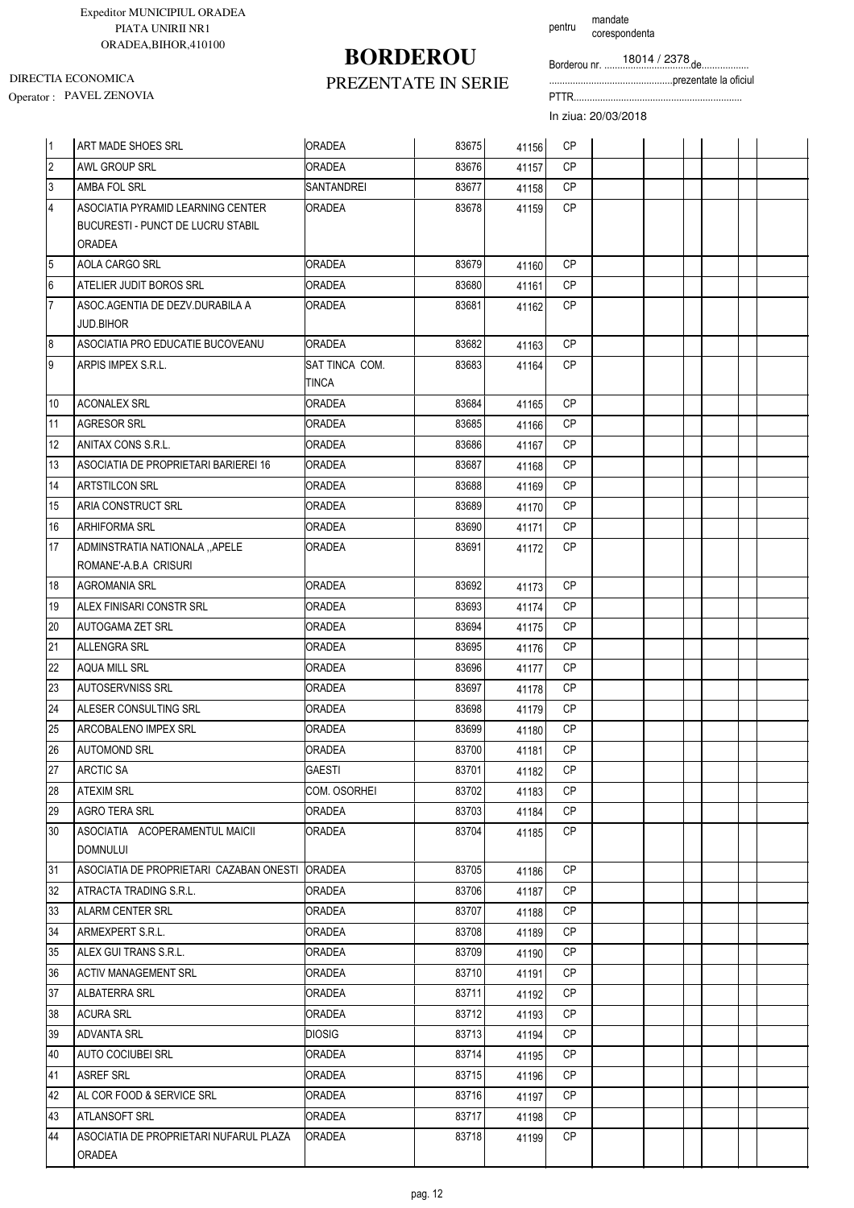Expeditor MUNICIPIUL ORADEA
PIATA UNIRII NR1
ORADEA,BIHOR,410100

DIRECTIA ECONOMICA
Operator : PAVEL ZENOVIA

# BORDEROU

## PREZENTATE IN SERIE

pentru mandate corespondenta

Borderou nr. 18014 / 2378 de..................

...............................................prezentate la oficiul

PTTR.................................................................

In ziua: 20/03/2018

| | | | | | | | | | | | | |
|---|---|---|---|---|---|---|---|---|---|---|---|---|
| 1 | ART MADE SHOES SRL | ORADEA | 83675 | 41156 | CP | | | | | | | |
| 2 | AWL GROUP SRL | ORADEA | 83676 | 41157 | CP | | | | | | | |
| 3 | AMBA FOL SRL | SANTANDREI | 83677 | 41158 | CP | | | | | | | |
| 4 | ASOCIATIA PYRAMID LEARNING CENTER BUCURESTI - PUNCT DE LUCRU STABIL ORADEA | ORADEA | 83678 | 41159 | CP | | | | | | | |
| 5 | AOLA CARGO SRL | ORADEA | 83679 | 41160 | CP | | | | | | | |
| 6 | ATELIER JUDIT BOROS SRL | ORADEA | 83680 | 41161 | CP | | | | | | | |
| 7 | ASOC.AGENTIA DE DEZV.DURABILA A JUD.BIHOR | ORADEA | 83681 | 41162 | CP | | | | | | | |
| 8 | ASOCIATIA PRO EDUCATIE BUCOVEANU | ORADEA | 83682 | 41163 | CP | | | | | | | |
| 9 | ARPIS IMPEX S.R.L. | SAT TINCA COM. TINCA | 83683 | 41164 | CP | | | | | | | |
| 10 | ACONALEX SRL | ORADEA | 83684 | 41165 | CP | | | | | | | |
| 11 | AGRESOR SRL | ORADEA | 83685 | 41166 | CP | | | | | | | |
| 12 | ANITAX CONS S.R.L. | ORADEA | 83686 | 41167 | CP | | | | | | | |
| 13 | ASOCIATIA DE PROPRIETARI BARIEREI 16 | ORADEA | 83687 | 41168 | CP | | | | | | | |
| 14 | ARTSTILCON SRL | ORADEA | 83688 | 41169 | CP | | | | | | | |
| 15 | ARIA CONSTRUCT SRL | ORADEA | 83689 | 41170 | CP | | | | | | | |
| 16 | ARHIFORMA SRL | ORADEA | 83690 | 41171 | CP | | | | | | | |
| 17 | ADMINSTRATIA NATIONALA ,,APELE ROMANE'-A.B.A CRISURI | ORADEA | 83691 | 41172 | CP | | | | | | | |
| 18 | AGROMANIA SRL | ORADEA | 83692 | 41173 | CP | | | | | | | |
| 19 | ALEX FINISARI CONSTR SRL | ORADEA | 83693 | 41174 | CP | | | | | | | |
| 20 | AUTOGAMA ZET SRL | ORADEA | 83694 | 41175 | CP | | | | | | | |
| 21 | ALLENGRA SRL | ORADEA | 83695 | 41176 | CP | | | | | | | |
| 22 | AQUA MILL SRL | ORADEA | 83696 | 41177 | CP | | | | | | | |
| 23 | AUTOSERVNISS SRL | ORADEA | 83697 | 41178 | CP | | | | | | | |
| 24 | ALESER CONSULTING SRL | ORADEA | 83698 | 41179 | CP | | | | | | | |
| 25 | ARCOBALENO IMPEX SRL | ORADEA | 83699 | 41180 | CP | | | | | | | |
| 26 | AUTOMOND SRL | ORADEA | 83700 | 41181 | CP | | | | | | | |
| 27 | ARCTIC SA | GAESTI | 83701 | 41182 | CP | | | | | | | |
| 28 | ATEXIM SRL | COM. OSORHEI | 83702 | 41183 | CP | | | | | | | |
| 29 | AGRO TERA SRL | ORADEA | 83703 | 41184 | CP | | | | | | | |
| 30 | ASOCIATIA ACOPERAMENTUL MAICII DOMNULUI | ORADEA | 83704 | 41185 | CP | | | | | | | |
| 31 | ASOCIATIA DE PROPRIETARI CAZABAN ONESTI | ORADEA | 83705 | 41186 | CP | | | | | | | |
| 32 | ATRACTA TRADING S.R.L. | ORADEA | 83706 | 41187 | CP | | | | | | | |
| 33 | ALARM CENTER SRL | ORADEA | 83707 | 41188 | CP | | | | | | | |
| 34 | ARMEXPERT S.R.L. | ORADEA | 83708 | 41189 | CP | | | | | | | |
| 35 | ALEX GUI TRANS S.R.L. | ORADEA | 83709 | 41190 | CP | | | | | | | |
| 36 | ACTIV MANAGEMENT SRL | ORADEA | 83710 | 41191 | CP | | | | | | | |
| 37 | ALBATERRA SRL | ORADEA | 83711 | 41192 | CP | | | | | | | |
| 38 | ACURA SRL | ORADEA | 83712 | 41193 | CP | | | | | | | |
| 39 | ADVANTA SRL | DIOSIG | 83713 | 41194 | CP | | | | | | | |
| 40 | AUTO COCIUBEI SRL | ORADEA | 83714 | 41195 | CP | | | | | | | |
| 41 | ASREF SRL | ORADEA | 83715 | 41196 | CP | | | | | | | |
| 42 | AL COR FOOD & SERVICE SRL | ORADEA | 83716 | 41197 | CP | | | | | | | |
| 43 | ATLANSOFT SRL | ORADEA | 83717 | 41198 | CP | | | | | | | |
| 44 | ASOCIATIA DE PROPRIETARI NUFARUL PLAZA ORADEA | ORADEA | 83718 | 41199 | CP | | | | | | | |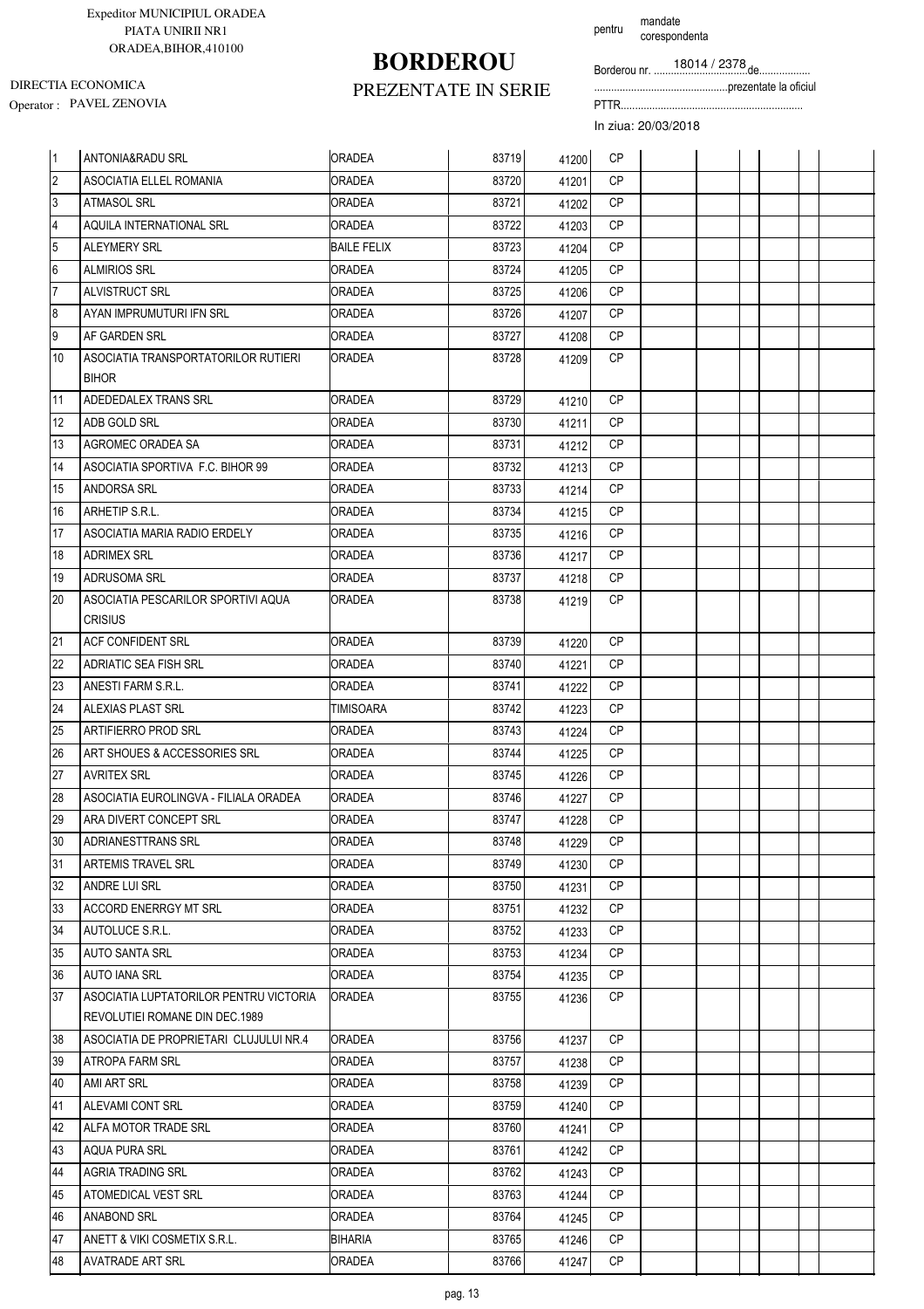Expeditor MUNICIPIUL ORADEA
PIATA UNIRII NR1
ORADEA,BIHOR,410100

DIRECTIA ECONOMICA
Operator : PAVEL ZENOVIA

# BORDEROU

## PREZENTATE IN SERIE

pentru mandate corespondenta

Borderou nr. 18014 / 2378 de..................
...............................................prezentate la oficiul
PTTR.................................................................
In ziua: 20/03/2018

| | | | | | | | | | | | | |
|---|---|---|---|---|---|---|---|---|---|---|---|---|
| 1 | ANTONIA&RADU SRL | ORADEA | 83719 | 41200 | CP | | | | | | | |
| 2 | ASOCIATIA ELLEL ROMANIA | ORADEA | 83720 | 41201 | CP | | | | | | | |
| 3 | ATMASOL SRL | ORADEA | 83721 | 41202 | CP | | | | | | | |
| 4 | AQUILA INTERNATIONAL SRL | ORADEA | 83722 | 41203 | CP | | | | | | | |
| 5 | ALEYMERY SRL | BAILE FELIX | 83723 | 41204 | CP | | | | | | | |
| 6 | ALMIRIOS SRL | ORADEA | 83724 | 41205 | CP | | | | | | | |
| 7 | ALVISTRUCT SRL | ORADEA | 83725 | 41206 | CP | | | | | | | |
| 8 | AYAN IMPRUMUTURI IFN SRL | ORADEA | 83726 | 41207 | CP | | | | | | | |
| 9 | AF GARDEN SRL | ORADEA | 83727 | 41208 | CP | | | | | | | |
| 10 | ASOCIATIA TRANSPORTATORILOR RUTIERI BIHOR | ORADEA | 83728 | 41209 | CP | | | | | | | |
| 11 | ADEDEDALEX TRANS SRL | ORADEA | 83729 | 41210 | CP | | | | | | | |
| 12 | ADB GOLD SRL | ORADEA | 83730 | 41211 | CP | | | | | | | |
| 13 | AGROMEC ORADEA SA | ORADEA | 83731 | 41212 | CP | | | | | | | |
| 14 | ASOCIATIA SPORTIVA F.C. BIHOR 99 | ORADEA | 83732 | 41213 | CP | | | | | | | |
| 15 | ANDORSA SRL | ORADEA | 83733 | 41214 | CP | | | | | | | |
| 16 | ARHETIP S.R.L. | ORADEA | 83734 | 41215 | CP | | | | | | | |
| 17 | ASOCIATIA MARIA RADIO ERDELY | ORADEA | 83735 | 41216 | CP | | | | | | | |
| 18 | ADRIMEX SRL | ORADEA | 83736 | 41217 | CP | | | | | | | |
| 19 | ADRUSOMA SRL | ORADEA | 83737 | 41218 | CP | | | | | | | |
| 20 | ASOCIATIA PESCARILOR SPORTIVI AQUA CRISIUS | ORADEA | 83738 | 41219 | CP | | | | | | | |
| 21 | ACF CONFIDENT SRL | ORADEA | 83739 | 41220 | CP | | | | | | | |
| 22 | ADRIATIC SEA FISH SRL | ORADEA | 83740 | 41221 | CP | | | | | | | |
| 23 | ANESTI FARM S.R.L. | ORADEA | 83741 | 41222 | CP | | | | | | | |
| 24 | ALEXIAS PLAST SRL | TIMISOARA | 83742 | 41223 | CP | | | | | | | |
| 25 | ARTIFIERRO PROD SRL | ORADEA | 83743 | 41224 | CP | | | | | | | |
| 26 | ART SHOUES & ACCESSORIES SRL | ORADEA | 83744 | 41225 | CP | | | | | | | |
| 27 | AVRITEX SRL | ORADEA | 83745 | 41226 | CP | | | | | | | |
| 28 | ASOCIATIA EUROLINGVA - FILIALA ORADEA | ORADEA | 83746 | 41227 | CP | | | | | | | |
| 29 | ARA DIVERT CONCEPT SRL | ORADEA | 83747 | 41228 | CP | | | | | | | |
| 30 | ADRIANESTTRANS SRL | ORADEA | 83748 | 41229 | CP | | | | | | | |
| 31 | ARTEMIS TRAVEL SRL | ORADEA | 83749 | 41230 | CP | | | | | | | |
| 32 | ANDRE LUI SRL | ORADEA | 83750 | 41231 | CP | | | | | | | |
| 33 | ACCORD ENERRGY MT SRL | ORADEA | 83751 | 41232 | CP | | | | | | | |
| 34 | AUTOLUCE S.R.L. | ORADEA | 83752 | 41233 | CP | | | | | | | |
| 35 | AUTO SANTA SRL | ORADEA | 83753 | 41234 | CP | | | | | | | |
| 36 | AUTO IANA SRL | ORADEA | 83754 | 41235 | CP | | | | | | | |
| 37 | ASOCIATIA LUPTATORILOR PENTRU VICTORIA REVOLUTIEI ROMANE DIN DEC.1989 | ORADEA | 83755 | 41236 | CP | | | | | | | |
| 38 | ASOCIATIA DE PROPRIETARI CLUJULUI NR.4 | ORADEA | 83756 | 41237 | CP | | | | | | | |
| 39 | ATROPA FARM SRL | ORADEA | 83757 | 41238 | CP | | | | | | | |
| 40 | AMI ART SRL | ORADEA | 83758 | 41239 | CP | | | | | | | |
| 41 | ALEVAMI CONT SRL | ORADEA | 83759 | 41240 | CP | | | | | | | |
| 42 | ALFA MOTOR TRADE SRL | ORADEA | 83760 | 41241 | CP | | | | | | | |
| 43 | AQUA PURA SRL | ORADEA | 83761 | 41242 | CP | | | | | | | |
| 44 | AGRIA TRADING SRL | ORADEA | 83762 | 41243 | CP | | | | | | | |
| 45 | ATOMEDICAL VEST SRL | ORADEA | 83763 | 41244 | CP | | | | | | | |
| 46 | ANABOND SRL | ORADEA | 83764 | 41245 | CP | | | | | | | |
| 47 | ANETT & VIKI COSMETIX S.R.L. | BIHARIA | 83765 | 41246 | CP | | | | | | | |
| 48 | AVATRADE ART SRL | ORADEA | 83766 | 41247 | CP | | | | | | | |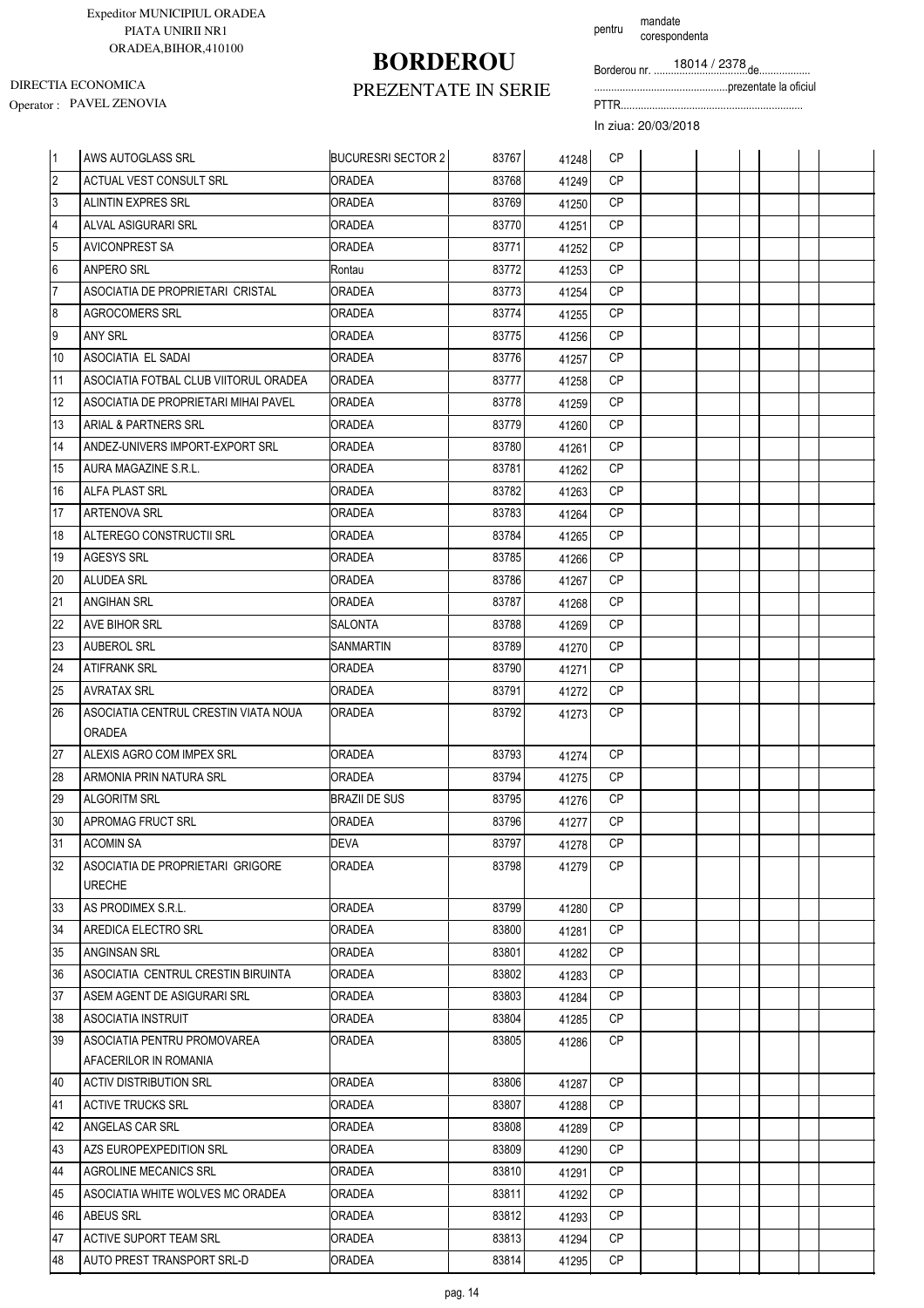Expeditor MUNICIPIUL ORADEA
PIATA UNIRII NR1
ORADEA,BIHOR,410100

DIRECTIA ECONOMICA
Operator : PAVEL ZENOVIA

# BORDEROU
## PREZENTATE IN SERIE

pentru mandate corespondenta

Borderou nr. 18014 / 2378 de..................
..............................................prezentate la oficiul
PTTR..................................................................
In ziua: 20/03/2018

| | | | | | | | | | | | | |
|---|---|---|---|---|---|---|---|---|---|---|---|---|
| 1 | AWS AUTOGLASS SRL | BUCURESRI SECTOR 2 | 83767 | 41248 | CP | | | | | | | |
| 2 | ACTUAL VEST CONSULT SRL | ORADEA | 83768 | 41249 | CP | | | | | | | |
| 3 | ALINTIN EXPRES SRL | ORADEA | 83769 | 41250 | CP | | | | | | | |
| 4 | ALVAL ASIGURARI SRL | ORADEA | 83770 | 41251 | CP | | | | | | | |
| 5 | AVICONPREST SA | ORADEA | 83771 | 41252 | CP | | | | | | | |
| 6 | ANPERO SRL | Rontau | 83772 | 41253 | CP | | | | | | | |
| 7 | ASOCIATIA DE PROPRIETARI CRISTAL | ORADEA | 83773 | 41254 | CP | | | | | | | |
| 8 | AGROCOMERS SRL | ORADEA | 83774 | 41255 | CP | | | | | | | |
| 9 | ANY SRL | ORADEA | 83775 | 41256 | CP | | | | | | | |
| 10 | ASOCIATIA EL SADAI | ORADEA | 83776 | 41257 | CP | | | | | | | |
| 11 | ASOCIATIA FOTBAL CLUB VIITORUL ORADEA | ORADEA | 83777 | 41258 | CP | | | | | | | |
| 12 | ASOCIATIA DE PROPRIETARI MIHAI PAVEL | ORADEA | 83778 | 41259 | CP | | | | | | | |
| 13 | ARIAL & PARTNERS SRL | ORADEA | 83779 | 41260 | CP | | | | | | | |
| 14 | ANDEZ-UNIVERS IMPORT-EXPORT SRL | ORADEA | 83780 | 41261 | CP | | | | | | | |
| 15 | AURA MAGAZINE S.R.L. | ORADEA | 83781 | 41262 | CP | | | | | | | |
| 16 | ALFA PLAST SRL | ORADEA | 83782 | 41263 | CP | | | | | | | |
| 17 | ARTENOVA SRL | ORADEA | 83783 | 41264 | CP | | | | | | | |
| 18 | ALTEREGO CONSTRUCTII SRL | ORADEA | 83784 | 41265 | CP | | | | | | | |
| 19 | AGESYS SRL | ORADEA | 83785 | 41266 | CP | | | | | | | |
| 20 | ALUDEA SRL | ORADEA | 83786 | 41267 | CP | | | | | | | |
| 21 | ANGIHAN SRL | ORADEA | 83787 | 41268 | CP | | | | | | | |
| 22 | AVE BIHOR SRL | SALONTA | 83788 | 41269 | CP | | | | | | | |
| 23 | AUBEROL SRL | SANMARTIN | 83789 | 41270 | CP | | | | | | | |
| 24 | ATIFRANK SRL | ORADEA | 83790 | 41271 | CP | | | | | | | |
| 25 | AVRATAX SRL | ORADEA | 83791 | 41272 | CP | | | | | | | |
| 26 | ASOCIATIA CENTRUL CRESTIN VIATA NOUA ORADEA | ORADEA | 83792 | 41273 | CP | | | | | | | |
| 27 | ALEXIS AGRO COM IMPEX SRL | ORADEA | 83793 | 41274 | CP | | | | | | | |
| 28 | ARMONIA PRIN NATURA SRL | ORADEA | 83794 | 41275 | CP | | | | | | | |
| 29 | ALGORITM SRL | BRAZII DE SUS | 83795 | 41276 | CP | | | | | | | |
| 30 | APROMAG FRUCT SRL | ORADEA | 83796 | 41277 | CP | | | | | | | |
| 31 | ACOMIN SA | DEVA | 83797 | 41278 | CP | | | | | | | |
| 32 | ASOCIATIA DE PROPRIETARI GRIGORE URECHE | ORADEA | 83798 | 41279 | CP | | | | | | | |
| 33 | AS PRODIMEX S.R.L. | ORADEA | 83799 | 41280 | CP | | | | | | | |
| 34 | AREDICA ELECTRO SRL | ORADEA | 83800 | 41281 | CP | | | | | | | |
| 35 | ANGINSAN SRL | ORADEA | 83801 | 41282 | CP | | | | | | | |
| 36 | ASOCIATIA CENTRUL CRESTIN BIRUINTA | ORADEA | 83802 | 41283 | CP | | | | | | | |
| 37 | ASEM AGENT DE ASIGURARI SRL | ORADEA | 83803 | 41284 | CP | | | | | | | |
| 38 | ASOCIATIA INSTRUIT | ORADEA | 83804 | 41285 | CP | | | | | | | |
| 39 | ASOCIATIA PENTRU PROMOVAREA AFACERILOR IN ROMANIA | ORADEA | 83805 | 41286 | CP | | | | | | | |
| 40 | ACTIV DISTRIBUTION SRL | ORADEA | 83806 | 41287 | CP | | | | | | | |
| 41 | ACTIVE TRUCKS SRL | ORADEA | 83807 | 41288 | CP | | | | | | | |
| 42 | ANGELAS CAR SRL | ORADEA | 83808 | 41289 | CP | | | | | | | |
| 43 | AZS EUROPEXPEDITION SRL | ORADEA | 83809 | 41290 | CP | | | | | | | |
| 44 | AGROLINE MECANICS SRL | ORADEA | 83810 | 41291 | CP | | | | | | | |
| 45 | ASOCIATIA WHITE WOLVES MC ORADEA | ORADEA | 83811 | 41292 | CP | | | | | | | |
| 46 | ABEUS SRL | ORADEA | 83812 | 41293 | CP | | | | | | | |
| 47 | ACTIVE SUPORT TEAM SRL | ORADEA | 83813 | 41294 | CP | | | | | | | |
| 48 | AUTO PREST TRANSPORT SRL-D | ORADEA | 83814 | 41295 | CP | | | | | | | |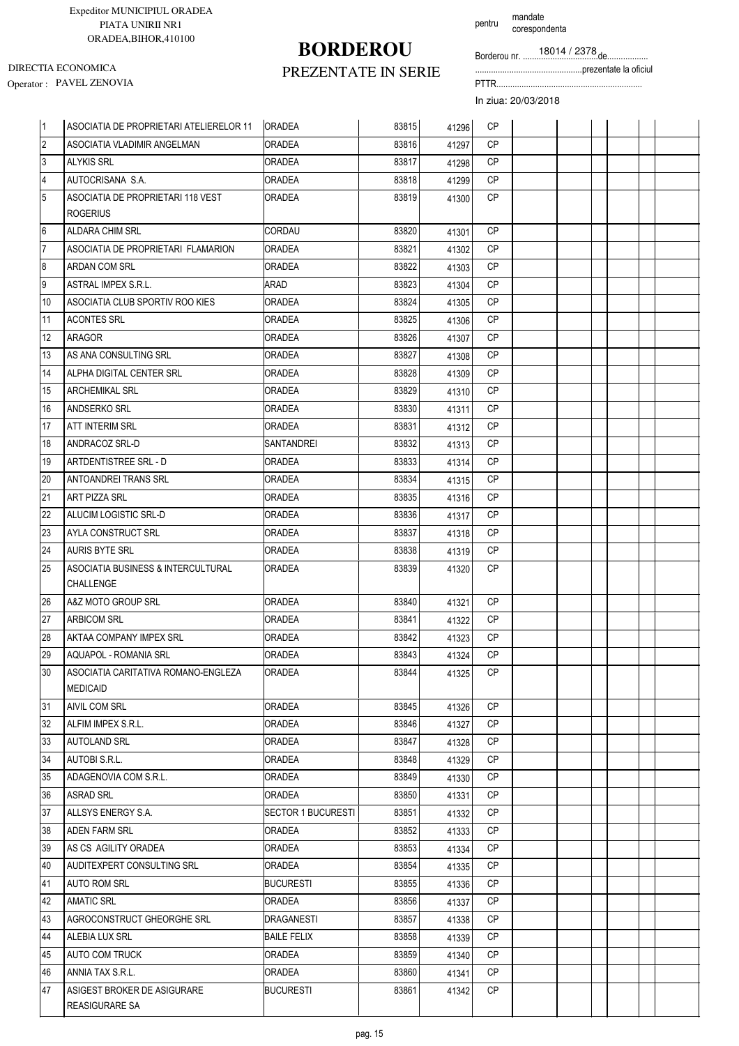Expeditor MUNICIPIUL ORADEA
PIATA UNIRII NR1
ORADEA,BIHOR,410100

DIRECTIA ECONOMICA
Operator : PAVEL ZENOVIA

# BORDEROU

## PREZENTATE IN SERIE

pentru mandate corespondenta

Borderou nr. 18014 / 2378 de..................
................................................prezentate la oficiul
PTTR.................................................................
In ziua: 20/03/2018

| | | | | | | | | | | | | |
|---|---|---|---|---|---|---|---|---|---|---|---|---|
| 1 | ASOCIATIA DE PROPRIETARI ATELIERELOR 11 | ORADEA | 83815 | 41296 | CP | | | | | | | |
| 2 | ASOCIATIA VLADIMIR ANGELMAN | ORADEA | 83816 | 41297 | CP | | | | | | | |
| 3 | ALYKIS SRL | ORADEA | 83817 | 41298 | CP | | | | | | | |
| 4 | AUTOCRISANA S.A. | ORADEA | 83818 | 41299 | CP | | | | | | | |
| 5 | ASOCIATIA DE PROPRIETARI 118 VEST ROGERIUS | ORADEA | 83819 | 41300 | CP | | | | | | | |
| 6 | ALDARA CHIM SRL | CORDAU | 83820 | 41301 | CP | | | | | | | |
| 7 | ASOCIATIA DE PROPRIETARI FLAMARION | ORADEA | 83821 | 41302 | CP | | | | | | | |
| 8 | ARDAN COM SRL | ORADEA | 83822 | 41303 | CP | | | | | | | |
| 9 | ASTRAL IMPEX S.R.L. | ARAD | 83823 | 41304 | CP | | | | | | | |
| 10 | ASOCIATIA CLUB SPORTIV ROO KIES | ORADEA | 83824 | 41305 | CP | | | | | | | |
| 11 | ACONTES SRL | ORADEA | 83825 | 41306 | CP | | | | | | | |
| 12 | ARAGOR | ORADEA | 83826 | 41307 | CP | | | | | | | |
| 13 | AS ANA CONSULTING SRL | ORADEA | 83827 | 41308 | CP | | | | | | | |
| 14 | ALPHA DIGITAL CENTER SRL | ORADEA | 83828 | 41309 | CP | | | | | | | |
| 15 | ARCHEMIKAL SRL | ORADEA | 83829 | 41310 | CP | | | | | | | |
| 16 | ANDSERKO SRL | ORADEA | 83830 | 41311 | CP | | | | | | | |
| 17 | ATT INTERIM SRL | ORADEA | 83831 | 41312 | CP | | | | | | | |
| 18 | ANDRACOZ SRL-D | SANTANDREI | 83832 | 41313 | CP | | | | | | | |
| 19 | ARTDENTISTREE SRL - D | ORADEA | 83833 | 41314 | CP | | | | | | | |
| 20 | ANTOANDREI TRANS SRL | ORADEA | 83834 | 41315 | CP | | | | | | | |
| 21 | ART PIZZA SRL | ORADEA | 83835 | 41316 | CP | | | | | | | |
| 22 | ALUCIM LOGISTIC SRL-D | ORADEA | 83836 | 41317 | CP | | | | | | | |
| 23 | AYLA CONSTRUCT SRL | ORADEA | 83837 | 41318 | CP | | | | | | | |
| 24 | AURIS BYTE SRL | ORADEA | 83838 | 41319 | CP | | | | | | | |
| 25 | ASOCIATIA BUSINESS & INTERCULTURAL CHALLENGE | ORADEA | 83839 | 41320 | CP | | | | | | | |
| 26 | A&Z MOTO GROUP SRL | ORADEA | 83840 | 41321 | CP | | | | | | | |
| 27 | ARBICOM SRL | ORADEA | 83841 | 41322 | CP | | | | | | | |
| 28 | AKTAA COMPANY IMPEX SRL | ORADEA | 83842 | 41323 | CP | | | | | | | |
| 29 | AQUAPOL - ROMANIA SRL | ORADEA | 83843 | 41324 | CP | | | | | | | |
| 30 | ASOCIATIA CARITATIVA ROMANO-ENGLEZA MEDICAID | ORADEA | 83844 | 41325 | CP | | | | | | | |
| 31 | AIVIL COM SRL | ORADEA | 83845 | 41326 | CP | | | | | | | |
| 32 | ALFIM IMPEX S.R.L. | ORADEA | 83846 | 41327 | CP | | | | | | | |
| 33 | AUTOLAND SRL | ORADEA | 83847 | 41328 | CP | | | | | | | |
| 34 | AUTOBI S.R.L. | ORADEA | 83848 | 41329 | CP | | | | | | | |
| 35 | ADAGENOVIA COM S.R.L. | ORADEA | 83849 | 41330 | CP | | | | | | | |
| 36 | ASRAD SRL | ORADEA | 83850 | 41331 | CP | | | | | | | |
| 37 | ALLSYS ENERGY S.A. | SECTOR 1 BUCURESTI | 83851 | 41332 | CP | | | | | | | |
| 38 | ADEN FARM SRL | ORADEA | 83852 | 41333 | CP | | | | | | | |
| 39 | AS CS AGILITY ORADEA | ORADEA | 83853 | 41334 | CP | | | | | | | |
| 40 | AUDITEXPERT CONSULTING SRL | ORADEA | 83854 | 41335 | CP | | | | | | | |
| 41 | AUTO ROM SRL | BUCURESTI | 83855 | 41336 | CP | | | | | | | |
| 42 | AMATIC SRL | ORADEA | 83856 | 41337 | CP | | | | | | | |
| 43 | AGROCONSTRUCT GHEORGHE SRL | DRAGANESTI | 83857 | 41338 | CP | | | | | | | |
| 44 | ALEBIA LUX SRL | BAILE FELIX | 83858 | 41339 | CP | | | | | | | |
| 45 | AUTO COM TRUCK | ORADEA | 83859 | 41340 | CP | | | | | | | |
| 46 | ANNIA TAX S.R.L. | ORADEA | 83860 | 41341 | CP | | | | | | | |
| 47 | ASIGEST BROKER DE ASIGURARE REASIGURARE SA | BUCURESTI | 83861 | 41342 | CP | | | | | | | |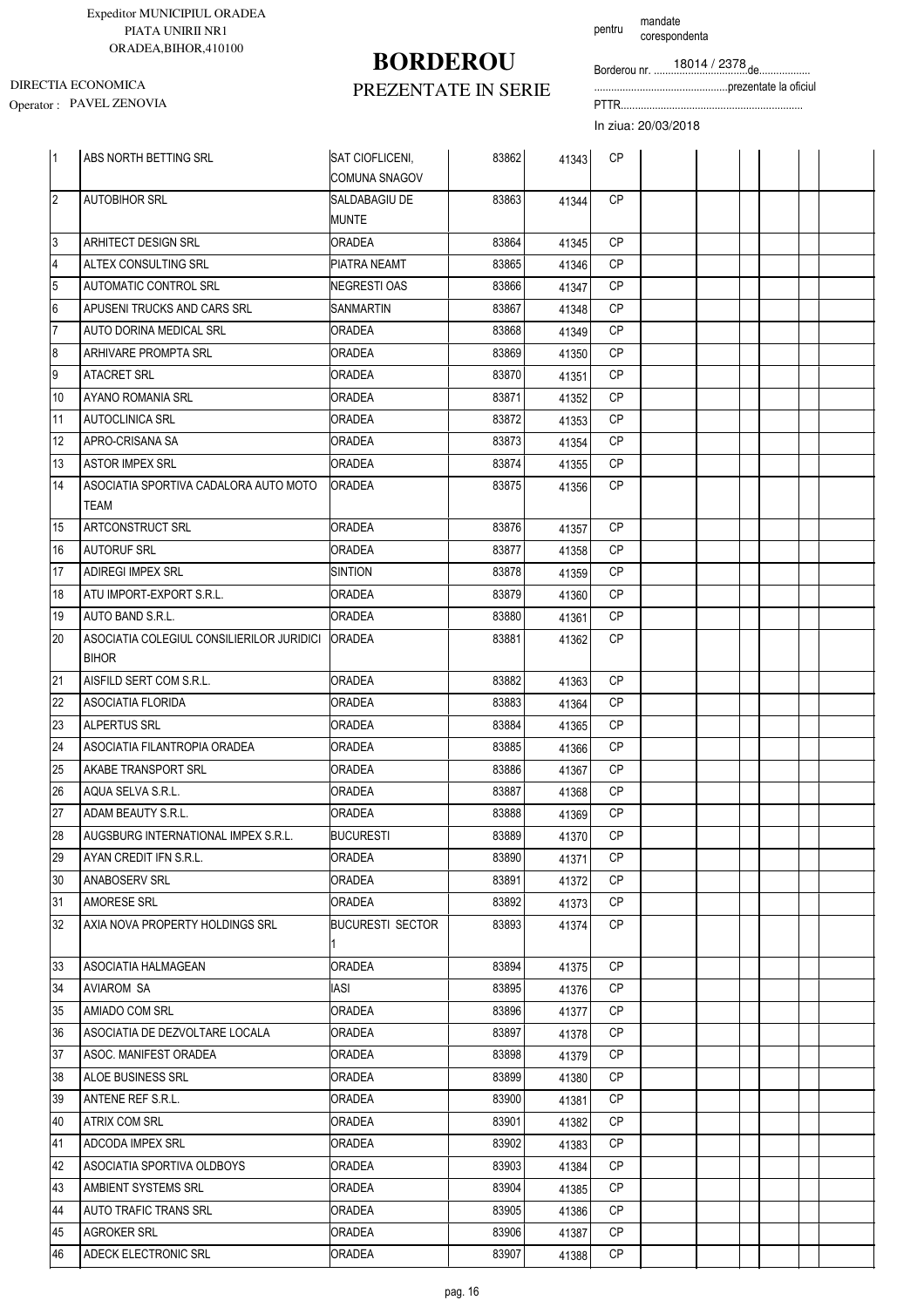Expeditor MUNICIPIUL ORADEA
PIATA UNIRII NR1
ORADEA,BIHOR,410100

DIRECTIA ECONOMICA
Operator : PAVEL ZENOVIA

# BORDEROU

## PREZENTATE IN SERIE

pentru mandate corespondenta

Borderou nr. 18014 / 2378 de..................
................................................prezentate la oficiul
PTTR...............................................................
In ziua: 20/03/2018

| | | | | | | | | | | | | |
|---|---|---|---|---|---|---|---|---|---|---|---|---|
| 1 | ABS NORTH BETTING SRL | SAT CIOFLICENI, COMUNA SNAGOV | 83862 | 41343 | CP | | | | | | | |
| 2 | AUTOBIHOR SRL | SALDABAGIU DE MUNTE | 83863 | 41344 | CP | | | | | | | |
| 3 | ARHITECT DESIGN SRL | ORADEA | 83864 | 41345 | CP | | | | | | | |
| 4 | ALTEX CONSULTING SRL | PIATRA NEAMT | 83865 | 41346 | CP | | | | | | | |
| 5 | AUTOMATIC CONTROL SRL | NEGRESTI OAS | 83866 | 41347 | CP | | | | | | | |
| 6 | APUSENI TRUCKS AND CARS SRL | SANMARTIN | 83867 | 41348 | CP | | | | | | | |
| 7 | AUTO DORINA MEDICAL SRL | ORADEA | 83868 | 41349 | CP | | | | | | | |
| 8 | ARHIVARE PROMPTA SRL | ORADEA | 83869 | 41350 | CP | | | | | | | |
| 9 | ATACRET SRL | ORADEA | 83870 | 41351 | CP | | | | | | | |
| 10 | AYANO ROMANIA SRL | ORADEA | 83871 | 41352 | CP | | | | | | | |
| 11 | AUTOCLINICA SRL | ORADEA | 83872 | 41353 | CP | | | | | | | |
| 12 | APRO-CRISANA SA | ORADEA | 83873 | 41354 | CP | | | | | | | |
| 13 | ASTOR IMPEX SRL | ORADEA | 83874 | 41355 | CP | | | | | | | |
| 14 | ASOCIATIA SPORTIVA CADALORA AUTO MOTO TEAM | ORADEA | 83875 | 41356 | CP | | | | | | | |
| 15 | ARTCONSTRUCT SRL | ORADEA | 83876 | 41357 | CP | | | | | | | |
| 16 | AUTORUF SRL | ORADEA | 83877 | 41358 | CP | | | | | | | |
| 17 | ADIREGI IMPEX SRL | SINTION | 83878 | 41359 | CP | | | | | | | |
| 18 | ATU IMPORT-EXPORT S.R.L. | ORADEA | 83879 | 41360 | CP | | | | | | | |
| 19 | AUTO BAND S.R.L. | ORADEA | 83880 | 41361 | CP | | | | | | | |
| 20 | ASOCIATIA COLEGIUL CONSILIERILOR JURIDICI BIHOR | ORADEA | 83881 | 41362 | CP | | | | | | | |
| 21 | AISFILD SERT COM S.R.L. | ORADEA | 83882 | 41363 | CP | | | | | | | |
| 22 | ASOCIATIA FLORIDA | ORADEA | 83883 | 41364 | CP | | | | | | | |
| 23 | ALPERTUS SRL | ORADEA | 83884 | 41365 | CP | | | | | | | |
| 24 | ASOCIATIA FILANTROPIA ORADEA | ORADEA | 83885 | 41366 | CP | | | | | | | |
| 25 | AKABE TRANSPORT SRL | ORADEA | 83886 | 41367 | CP | | | | | | | |
| 26 | AQUA SELVA S.R.L. | ORADEA | 83887 | 41368 | CP | | | | | | | |
| 27 | ADAM BEAUTY S.R.L. | ORADEA | 83888 | 41369 | CP | | | | | | | |
| 28 | AUGSBURG INTERNATIONAL IMPEX S.R.L. | BUCURESTI | 83889 | 41370 | CP | | | | | | | |
| 29 | AYAN CREDIT IFN S.R.L. | ORADEA | 83890 | 41371 | CP | | | | | | | |
| 30 | ANABOSERV SRL | ORADEA | 83891 | 41372 | CP | | | | | | | |
| 31 | AMORESE SRL | ORADEA | 83892 | 41373 | CP | | | | | | | |
| 32 | AXIA NOVA PROPERTY HOLDINGS SRL | BUCURESTI SECTOR 1 | 83893 | 41374 | CP | | | | | | | |
| 33 | ASOCIATIA HALMAGEAN | ORADEA | 83894 | 41375 | CP | | | | | | | |
| 34 | AVIAROM SA | IASI | 83895 | 41376 | CP | | | | | | | |
| 35 | AMIADO COM SRL | ORADEA | 83896 | 41377 | CP | | | | | | | |
| 36 | ASOCIATIA DE DEZVOLTARE LOCALA | ORADEA | 83897 | 41378 | CP | | | | | | | |
| 37 | ASOC. MANIFEST ORADEA | ORADEA | 83898 | 41379 | CP | | | | | | | |
| 38 | ALOE BUSINESS SRL | ORADEA | 83899 | 41380 | CP | | | | | | | |
| 39 | ANTENE REF S.R.L. | ORADEA | 83900 | 41381 | CP | | | | | | | |
| 40 | ATRIX COM SRL | ORADEA | 83901 | 41382 | CP | | | | | | | |
| 41 | ADCODA IMPEX SRL | ORADEA | 83902 | 41383 | CP | | | | | | | |
| 42 | ASOCIATIA SPORTIVA OLDBOYS | ORADEA | 83903 | 41384 | CP | | | | | | | |
| 43 | AMBIENT SYSTEMS SRL | ORADEA | 83904 | 41385 | CP | | | | | | | |
| 44 | AUTO TRAFIC TRANS SRL | ORADEA | 83905 | 41386 | CP | | | | | | | |
| 45 | AGROKER SRL | ORADEA | 83906 | 41387 | CP | | | | | | | |
| 46 | ADECK ELECTRONIC SRL | ORADEA | 83907 | 41388 | CP | | | | | | | |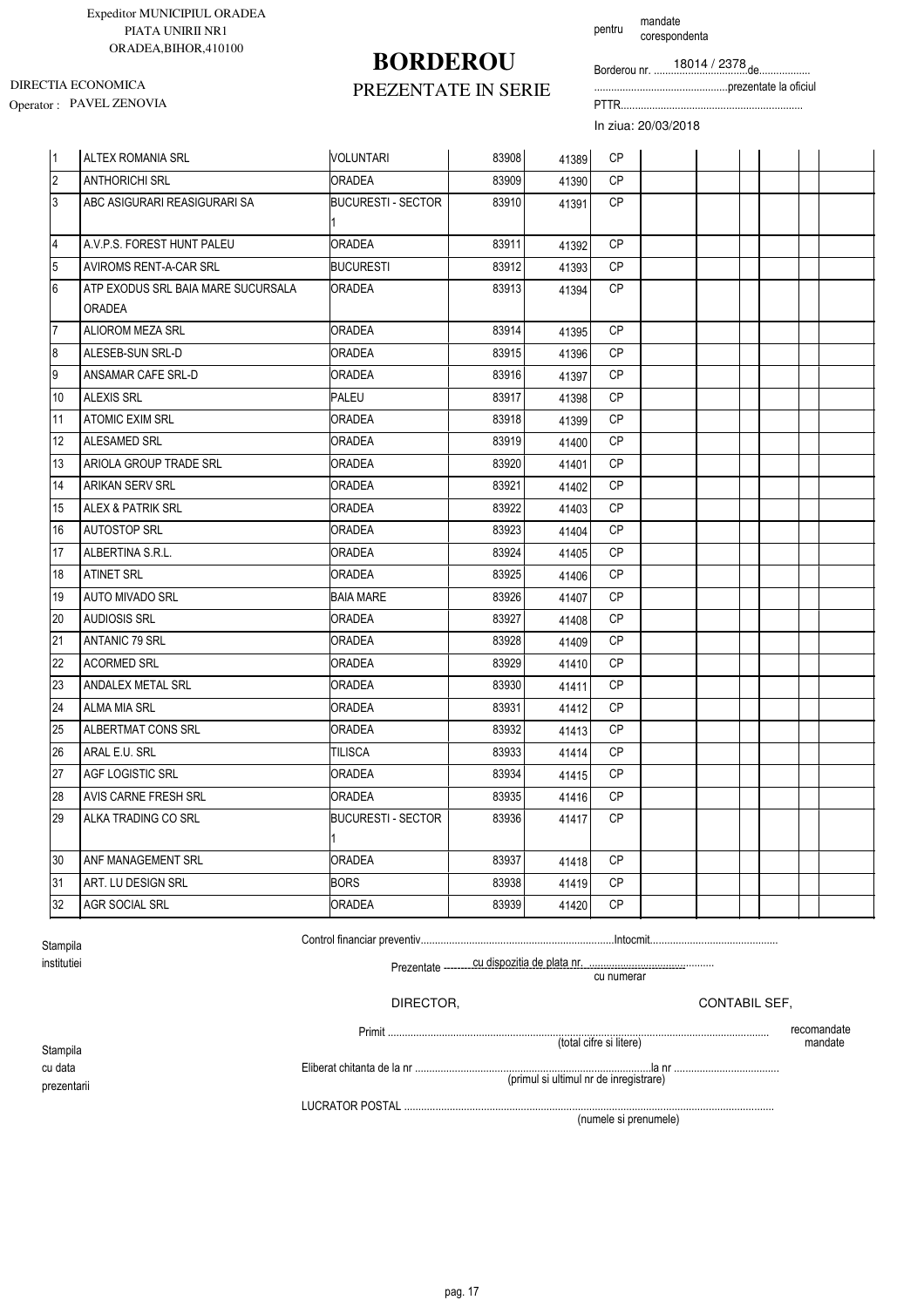Expeditor MUNICIPIUL ORADEA
PIATA UNIRII NR1
ORADEA,BIHOR,410100

DIRECTIA ECONOMICA
Operator : PAVEL ZENOVIA

# BORDEROU
## PREZENTATE IN SERIE

pentru mandate corespondenta

Borderou nr. 18014 / 2378 de..................
...............................................prezentate la oficiul
PTTR...............................................................
In ziua: 20/03/2018

| | | | | | | | | | | | | |
|---|---|---|---|---|---|---|---|---|---|---|---|---|
| 1 | ALTEX ROMANIA SRL | VOLUNTARI | 83908 | 41389 | CP | | | | | | | |
| 2 | ANTHORICHI SRL | ORADEA | 83909 | 41390 | CP | | | | | | | |
| 3 | ABC ASIGURARI REASIGURARI SA | BUCURESTI - SECTOR 1 | 83910 | 41391 | CP | | | | | | | |
| 4 | A.V.P.S. FOREST HUNT PALEU | ORADEA | 83911 | 41392 | CP | | | | | | | |
| 5 | AVIROMS RENT-A-CAR SRL | BUCURESTI | 83912 | 41393 | CP | | | | | | | |
| 6 | ATP EXODUS SRL BAIA MARE SUCURSALA ORADEA | ORADEA | 83913 | 41394 | CP | | | | | | | |
| 7 | ALIOROM MEZA SRL | ORADEA | 83914 | 41395 | CP | | | | | | | |
| 8 | ALESEB-SUN SRL-D | ORADEA | 83915 | 41396 | CP | | | | | | | |
| 9 | ANSAMAR CAFE SRL-D | ORADEA | 83916 | 41397 | CP | | | | | | | |
| 10 | ALEXIS SRL | PALEU | 83917 | 41398 | CP | | | | | | | |
| 11 | ATOMIC EXIM SRL | ORADEA | 83918 | 41399 | CP | | | | | | | |
| 12 | ALESAMED SRL | ORADEA | 83919 | 41400 | CP | | | | | | | |
| 13 | ARIOLA GROUP TRADE SRL | ORADEA | 83920 | 41401 | CP | | | | | | | |
| 14 | ARIKAN SERV SRL | ORADEA | 83921 | 41402 | CP | | | | | | | |
| 15 | ALEX & PATRIK SRL | ORADEA | 83922 | 41403 | CP | | | | | | | |
| 16 | AUTOSTOP SRL | ORADEA | 83923 | 41404 | CP | | | | | | | |
| 17 | ALBERTINA S.R.L. | ORADEA | 83924 | 41405 | CP | | | | | | | |
| 18 | ATINET SRL | ORADEA | 83925 | 41406 | CP | | | | | | | |
| 19 | AUTO MIVADO SRL | BAIA MARE | 83926 | 41407 | CP | | | | | | | |
| 20 | AUDIOSIS SRL | ORADEA | 83927 | 41408 | CP | | | | | | | |
| 21 | ANTANIC 79 SRL | ORADEA | 83928 | 41409 | CP | | | | | | | |
| 22 | ACORMED SRL | ORADEA | 83929 | 41410 | CP | | | | | | | |
| 23 | ANDALEX METAL SRL | ORADEA | 83930 | 41411 | CP | | | | | | | |
| 24 | ALMA MIA SRL | ORADEA | 83931 | 41412 | CP | | | | | | | |
| 25 | ALBERTMAT CONS SRL | ORADEA | 83932 | 41413 | CP | | | | | | | |
| 26 | ARAL E.U. SRL | TILISCA | 83933 | 41414 | CP | | | | | | | |
| 27 | AGF LOGISTIC SRL | ORADEA | 83934 | 41415 | CP | | | | | | | |
| 28 | AVIS CARNE FRESH SRL | ORADEA | 83935 | 41416 | CP | | | | | | | |
| 29 | ALKA TRADING CO SRL | BUCURESTI - SECTOR 1 | 83936 | 41417 | CP | | | | | | | |
| 30 | ANF MANAGEMENT SRL | ORADEA | 83937 | 41418 | CP | | | | | | | |
| 31 | ART. LU DESIGN SRL | BORS | 83938 | 41419 | CP | | | | | | | |
| 32 | AGR SOCIAL SRL | ORADEA | 83939 | 41420 | CP | | | | | | | |

Stampila institutiei

Control financiar preventiv......................................................................Intocmit.............................................

Prezentate ---cu dispozitia de plata nr. ................................................
cu numerar

DIRECTOR, CONTABIL SEF,

Primit ................................................................................................................................ recomandate mandate
(total cifre si litere)

Stampila cu data prezentarii

Eliberat chitanta de la nr ...................................................................................la nr .....................................
(primul si ultimul nr de inregistrare)

LUCRATOR POSTAL ..................................................................................................................................
(numele si prenumele)